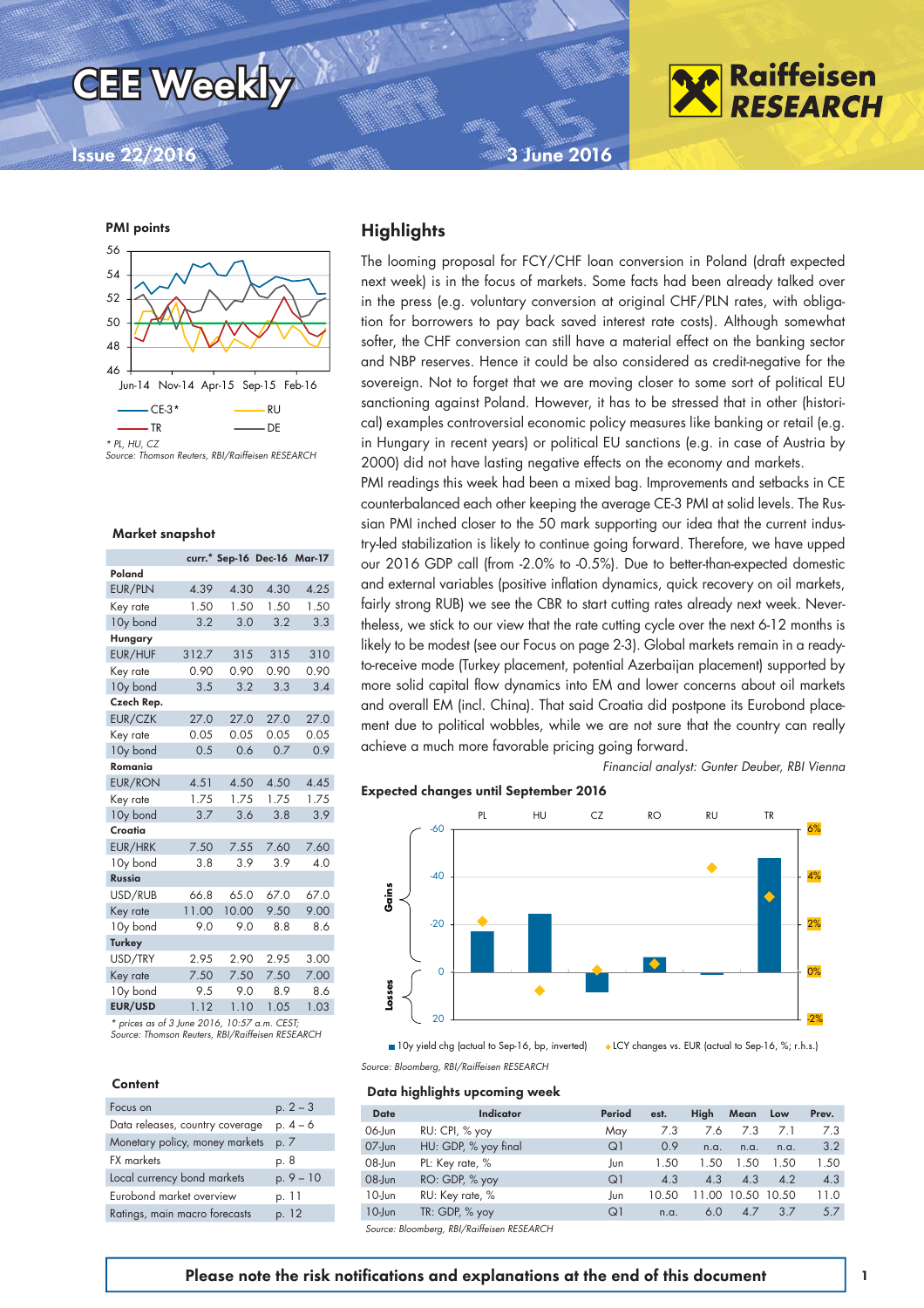# CEE Weekly

Issue 22/2016

3 June 2016

## Highlights

The looming proposal for FCY/CHF loan conversion in Poland (draft expected next week) is in the focus of markets. Some facts had been already talked over in the press (e.g. voluntary conversion at original CHF/PLN rates, with obligation for borrowers to pay back saved interest rate costs). Although somewhat softer, the CHF conversion can still have a material effect on the banking sector and NBP reserves. Hence it could be also considered as credit-negative for the sovereign. Not to forget that we are moving closer to some sort of political EU sanctioning against Poland. However, it has to be stressed that in other (historical) examples controversial economic policy measures like banking or retail (e.g. in Hungary in recent years) or political EU sanctions (e.g. in case of Austria by 2000) did not have lasting negative effects on the economy and markets.

PMI readings this week had been a mixed bag. Improvements and setbacks in CE counterbalanced each other keeping the average CE-3 PMI at solid levels. The Russian PMI inched closer to the 50 mark supporting our idea that the current industry-led stabilization is likely to continue going forward. Therefore, we have upped our 2016 GDP call (from -2.0% to -0.5%). Due to better-than-expected domestic and external variables (positive inflation dynamics, quick recovery on oil markets, fairly strong RUB) we see the CBR to start cutting rates already next week. Nevertheless, we stick to our view that the rate cutting cycle over the next 6-12 months is likely to be modest (see our Focus on page 2-3). Global markets remain in a ready-to-receive mode (Turkey placement, potential Azerbaijan placement) supported by more solid capital flow dynamics into EM and lower concerns about oil markets and overall EM (incl. China). That said Croatia did postpone its Eurobond placement due to political wobbles, while we are not sure that the country can really achieve a much more favorable pricing going forward.

*Financial analyst: Gunter Deuber, RBI Vienna*

**PMI points**

*\* PL, HU, CZ*
*Source: Thomson Reuters, RBI/Raiffeisen RESEARCH*

**Market snapshot**

| | curr.* | Sep-16 | Dec-16 | Mar-17 |
|---|---|---|---|---|
| **Poland** | | | | |
| EUR/PLN | 4.39 | 4.30 | 4.30 | 4.25 |
| Key rate | 1.50 | 1.50 | 1.50 | 1.50 |
| 10y bond | 3.2 | 3.0 | 3.2 | 3.3 |
| **Hungary** | | | | |
| EUR/HUF | 312.7 | 315 | 315 | 310 |
| Key rate | 0.90 | 0.90 | 0.90 | 0.90 |
| 10y bond | 3.5 | 3.2 | 3.3 | 3.4 |
| **Czech Rep.** | | | | |
| EUR/CZK | 27.0 | 27.0 | 27.0 | 27.0 |
| Key rate | 0.05 | 0.05 | 0.05 | 0.05 |
| 10y bond | 0.5 | 0.6 | 0.7 | 0.9 |
| **Romania** | | | | |
| EUR/RON | 4.51 | 4.50 | 4.50 | 4.45 |
| Key rate | 1.75 | 1.75 | 1.75 | 1.75 |
| 10y bond | 3.7 | 3.6 | 3.8 | 3.9 |
| **Croatia** | | | | |
| EUR/HRK | 7.50 | 7.55 | 7.60 | 7.60 |
| 10y bond | 3.8 | 3.9 | 3.9 | 4.0 |
| **Russia** | | | | |
| USD/RUB | 66.8 | 65.0 | 67.0 | 67.0 |
| Key rate | 11.00 | 10.00 | 9.50 | 9.00 |
| 10y bond | 9.0 | 9.0 | 8.8 | 8.6 |
| **Turkey** | | | | |
| USD/TRY | 2.95 | 2.90 | 2.95 | 3.00 |
| Key rate | 7.50 | 7.50 | 7.50 | 7.00 |
| 10y bond | 9.5 | 9.0 | 8.9 | 8.6 |
| **EUR/USD** | 1.12 | 1.10 | 1.05 | 1.03 |

*\* prices as of 3 June 2016, 10:57 a.m. CEST;*
*Source: Thomson Reuters, RBI/Raiffeisen RESEARCH*

**Content**

| | |
|---|---|
| Focus on | p. 2 – 3 |
| Data releases, country coverage | p. 4 – 6 |
| Monetary policy, money markets | p. 7 |
| FX markets | p. 8 |
| Local currency bond markets | p. 9 – 10 |
| Eurobond market overview | p. 11 |
| Ratings, main macro forecasts | p. 12 |

**Expected changes until September 2016**

10y yield chg (actual to Sep-16, bp, inverted) LCY changes vs. EUR (actual to Sep-16, %; r.h.s.)

*Source: Bloomberg, RBI/Raiffeisen RESEARCH*

**Data highlights upcoming week**

| Date | Indicator | Period | est. | High | Mean | Low | Prev. |
|---|---|---|---|---|---|---|---|
| 06-Jun | RU: CPI, % yoy | May | 7.3 | 7.6 | 7.3 | 7.1 | 7.3 |
| 07-Jun | HU: GDP, % yoy final | Q1 | 0.9 | n.a. | n.a. | n.a. | 3.2 |
| 08-Jun | PL: Key rate, % | Jun | 1.50 | 1.50 | 1.50 | 1.50 | 1.50 |
| 08-Jun | RO: GDP, % yoy | Q1 | 4.3 | 4.3 | 4.3 | 4.2 | 4.3 |
| 10-Jun | RU: Key rate, % | Jun | 10.50 | 11.00 | 10.50 | 10.50 | 11.0 |
| 10-Jun | TR: GDP, % yoy | Q1 | n.a. | 6.0 | 4.7 | 3.7 | 5.7 |

*Source: Bloomberg, RBI/Raiffeisen RESEARCH*

**Please note the risk notifications and explanations at the end of this document**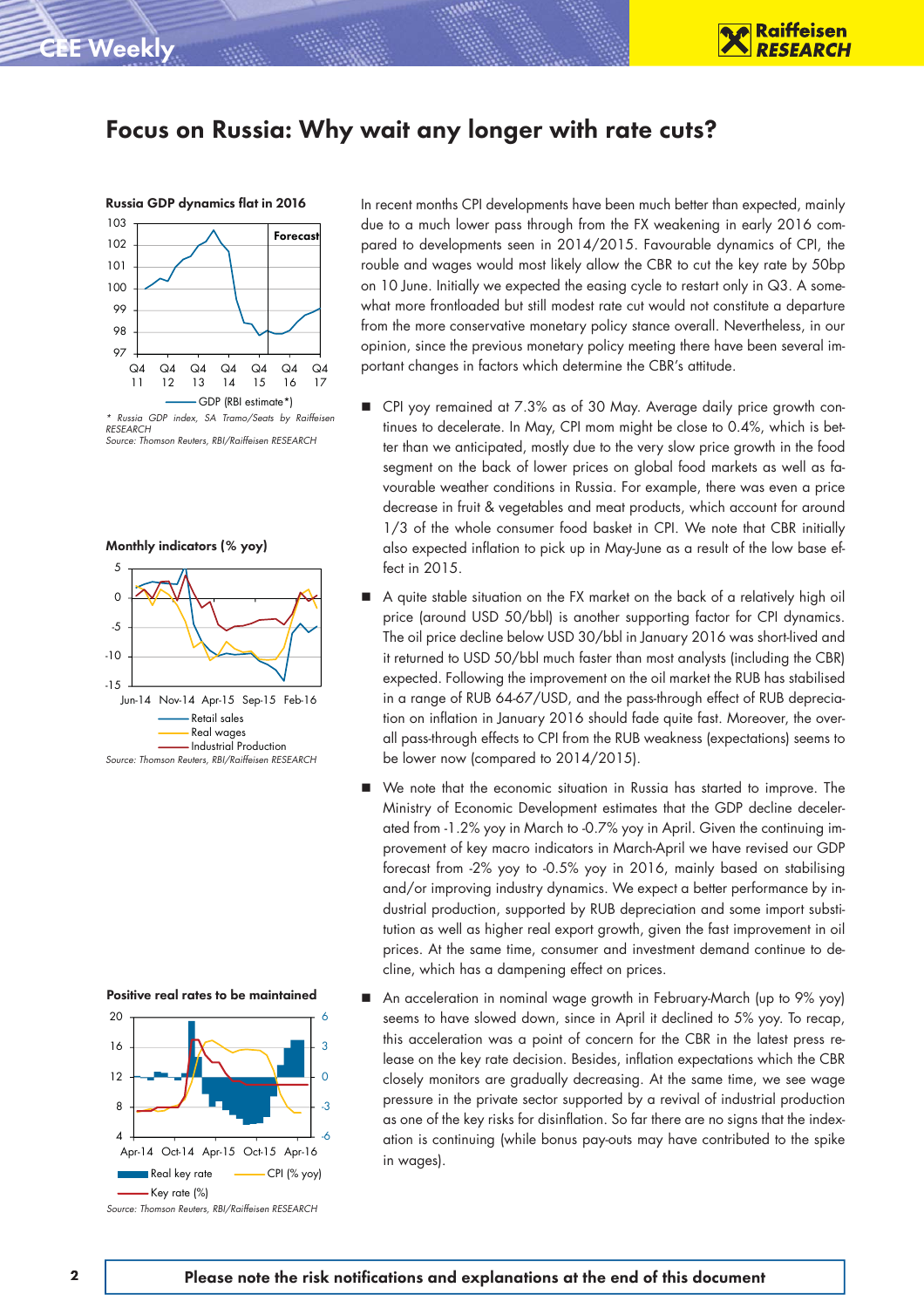# Focus on Russia: Why wait any longer with rate cuts?

**Russia GDP dynamics flat in 2016**

\* Russia GDP index, SA Tramo/Seats by Raiffeisen RESEARCH
Source: Thomson Reuters, RBI/Raiffeisen RESEARCH

**Monthly indicators (% yoy)**

Source: Thomson Reuters, RBI/Raiffeisen RESEARCH

**Positive real rates to be maintained**

Source: Thomson Reuters, RBI/Raiffeisen RESEARCH

In recent months CPI developments have been much better than expected, mainly due to a much lower pass through from the FX weakening in early 2016 compared to developments seen in 2014/2015. Favourable dynamics of CPI, the rouble and wages would most likely allow the CBR to cut the key rate by 50bp on 10 June. Initially we expected the easing cycle to restart only in Q3. A somewhat more frontloaded but still modest rate cut would not constitute a departure from the more conservative monetary policy stance overall. Nevertheless, in our opinion, since the previous monetary policy meeting there have been several important changes in factors which determine the CBR's attitude.

- CPI yoy remained at 7.3% as of 30 May. Average daily price growth continues to decelerate. In May, CPI mom might be close to 0.4%, which is better than we anticipated, mostly due to the very slow price growth in the food segment on the back of lower prices on global food markets as well as favourable weather conditions in Russia. For example, there was even a price decrease in fruit & vegetables and meat products, which account for around 1/3 of the whole consumer food basket in CPI. We note that CBR initially also expected inflation to pick up in May-June as a result of the low base effect in 2015.
- A quite stable situation on the FX market on the back of a relatively high oil price (around USD 50/bbl) is another supporting factor for CPI dynamics. The oil price decline below USD 30/bbl in January 2016 was short-lived and it returned to USD 50/bbl much faster than most analysts (including the CBR) expected. Following the improvement on the oil market the RUB has stabilised in a range of RUB 64-67/USD, and the pass-through effect of RUB depreciation on inflation in January 2016 should fade quite fast. Moreover, the overall pass-through effects to CPI from the RUB weakness (expectations) seems to be lower now (compared to 2014/2015).
- We note that the economic situation in Russia has started to improve. The Ministry of Economic Development estimates that the GDP decline decelerated from -1.2% yoy in March to -0.7% yoy in April. Given the continuing improvement of key macro indicators in March-April we have revised our GDP forecast from -2% yoy to -0.5% yoy in 2016, mainly based on stabilising and/or improving industry dynamics. We expect a better performance by industrial production, supported by RUB depreciation and some import substitution as well as higher real export growth, given the fast improvement in oil prices. At the same time, consumer and investment demand continue to decline, which has a dampening effect on prices.
- An acceleration in nominal wage growth in February-March (up to 9% yoy) seems to have slowed down, since in April it declined to 5% yoy. To recap, this acceleration was a point of concern for the CBR in the latest press release on the key rate decision. Besides, inflation expectations which the CBR closely monitors are gradually decreasing. At the same time, we see wage pressure in the private sector supported by a revival of industrial production as one of the key risks for disinflation. So far there are no signs that the indexation is continuing (while bonus pay-outs may have contributed to the spike in wages).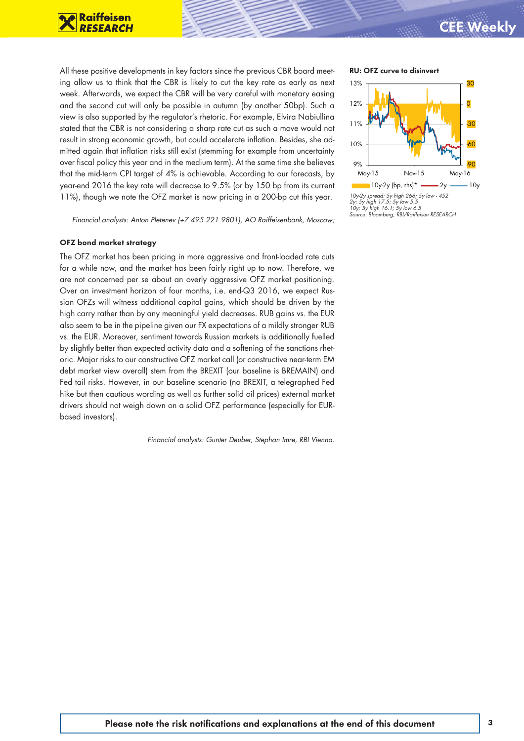All these positive developments in key factors since the previous CBR board meeting allow us to think that the CBR is likely to cut the key rate as early as next week. Afterwards, we expect the CBR will be very careful with monetary easing and the second cut will only be possible in autumn (by another 50bp). Such a view is also supported by the regulator's rhetoric. For example, Elvira Nabiullina stated that the CBR is not considering a sharp rate cut as such a move would not result in strong economic growth, but could accelerate inflation. Besides, she admitted again that inflation risks still exist (stemming for example from uncertainty over fiscal policy this year and in the medium term). At the same time she believes that the mid-term CPI target of 4% is achievable. According to our forecasts, by year-end 2016 the key rate will decrease to 9.5% (or by 150 bp from its current 11%), though we note the OFZ market is now pricing in a 200-bp cut this year.

*Financial analysts: Anton Pletenev (+7 495 221 9801), AO Raiffeisenbank, Moscow;*

**RU: OFZ curve to disinvert**

10y-2y (bp, rhs)* — 2y — 10y

*10y-2y spread: 5y high 266; 5y low - 452*
*2y: 5y high 17.5; 5y low 5.5*
*10y: 5y high 16.1; 5y low 6.5*
*Source: Bloomberg, RBI/Raiffeisen RESEARCH*

**OFZ bond market strategy**

The OFZ market has been pricing in more aggressive and front-loaded rate cuts for a while now, and the market has been fairly right up to now. Therefore, we are not concerned per se about an overly aggressive OFZ market positioning. Over an investment horizon of four months, i.e. end-Q3 2016, we expect Russian OFZs will witness additional capital gains, which should be driven by the high carry rather than by any meaningful yield decreases. RUB gains vs. the EUR also seem to be in the pipeline given our FX expectations of a mildly stronger RUB vs. the EUR. Moreover, sentiment towards Russian markets is additionally fuelled by slightly better than expected activity data and a softening of the sanctions rhetoric. Major risks to our constructive OFZ market call (or constructive near-term EM debt market view overall) stem from the BREXIT (our baseline is BREMAIN) and Fed tail risks. However, in our baseline scenario (no BREXIT, a telegraphed Fed hike but then cautious wording as well as further solid oil prices) external market drivers should not weigh down on a solid OFZ performance (especially for EUR-based investors).

*Financial analysts: Gunter Deuber, Stephan Imre, RBI Vienna.*

**Please note the risk notifications and explanations at the end of this document**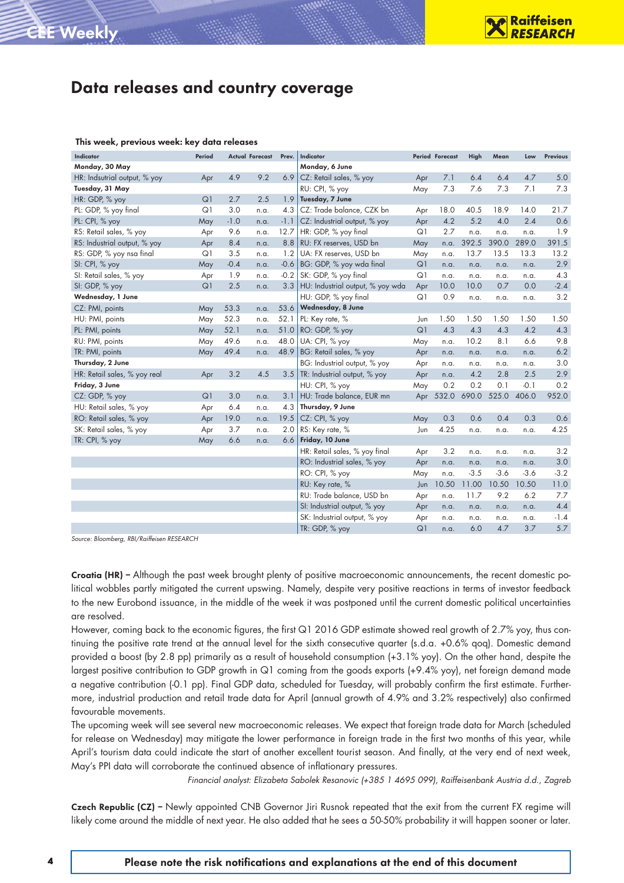## Data releases and country coverage

**This week, previous week: key data releases**

| Indicator | Period | Actual | Forecast | Prev. |
|---|---|---|---|---|
| **Monday, 30 May** | | | | |
| HR: Indsutrial output, % yoy | Apr | 4.9 | 9.2 | 6.9 |
| **Tuesday, 31 May** | | | | |
| HR: GDP, % yoy | Q1 | 2.7 | 2.5 | 1.9 |
| PL: GDP, % yoy final | Q1 | 3.0 | n.a. | 4.3 |
| PL: CPI, % yoy | May | -1.0 | n.a. | -1.1 |
| RS: Retail sales, % yoy | Apr | 9.6 | n.a. | 12.7 |
| RS: Industrial output, % yoy | Apr | 8.4 | n.a. | 8.8 |
| RS: GDP, % yoy nsa final | Q1 | 3.5 | n.a. | 1.2 |
| SI: CPI, % yoy | May | -0.4 | n.a. | -0.6 |
| SI: Retail sales, % yoy | Apr | 1.9 | n.a. | -0.2 |
| SI: GDP, % yoy | Q1 | 2.5 | n.a. | 3.3 |
| **Wednesday, 1 June** | | | | |
| CZ: PMI, points | May | 53.3 | n.a. | 53.6 |
| HU: PMI, points | May | 52.3 | n.a. | 52.1 |
| PL: PMI, points | May | 52.1 | n.a. | 51.0 |
| RU: PMI, points | May | 49.6 | n.a. | 48.0 |
| TR: PMI, points | May | 49.4 | n.a. | 48.9 |
| **Thursday, 2 June** | | | | |
| HR: Retail sales, % yoy real | Apr | 3.2 | 4.5 | 3.5 |
| **Friday, 3 June** | | | | |
| CZ: GDP, % yoy | Q1 | 3.0 | n.a. | 3.1 |
| HU: Retail sales, % yoy | Apr | 6.4 | n.a. | 4.3 |
| RO: Retail sales, % yoy | Apr | 19.0 | n.a. | 19.5 |
| SK: Retail sales, % yoy | Apr | 3.7 | n.a. | 2.0 |
| TR: CPI, % yoy | May | 6.6 | n.a. | 6.6 |

| Indicator | Period | Forecast | High | Mean | Low | Previous |
|---|---|---|---|---|---|---|
| **Monday, 6 June** | | | | | | |
| CZ: Retail sales, % yoy | Apr | 7.1 | 6.4 | 6.4 | 4.7 | 5.0 |
| RU: CPI, % yoy | May | 7.3 | 7.6 | 7.3 | 7.1 | 7.3 |
| **Tuesday, 7 June** | | | | | | |
| CZ: Trade balance, CZK bn | Apr | 18.0 | 40.5 | 18.9 | 14.0 | 21.7 |
| CZ: Industrial output, % yoy | Apr | 4.2 | 5.2 | 4.0 | 2.4 | 0.6 |
| HR: GDP, % yoy final | Q1 | 2.7 | n.a. | n.a. | n.a. | 1.9 |
| RU: FX reserves, USD bn | May | n.a. | 392.5 | 390.0 | 289.0 | 391.5 |
| UA: FX reserves, USD bn | May | n.a. | 13.7 | 13.5 | 13.3 | 13.2 |
| BG: GDP, % yoy wda final | Q1 | n.a. | n.a. | n.a. | n.a. | 2.9 |
| SK: GDP, % yoy final | Q1 | n.a. | n.a. | n.a. | n.a. | 4.3 |
| HU: Industrial output, % yoy wda | Apr | 10.0 | 10.0 | 0.7 | 0.0 | -2.4 |
| HU: GDP, % yoy final | Q1 | 0.9 | n.a. | n.a. | n.a. | 3.2 |
| **Wednesday, 8 June** | | | | | | |
| PL: Key rate, % | Jun | 1.50 | 1.50 | 1.50 | 1.50 | 1.50 |
| RO: GDP, % yoy | Q1 | 4.3 | 4.3 | 4.3 | 4.2 | 4.3 |
| UA: CPI, % yoy | May | n.a. | 10.2 | 8.1 | 6.6 | 9.8 |
| BG: Retail sales, % yoy | Apr | n.a. | n.a. | n.a. | n.a. | 6.2 |
| BG: Industrial output, % yoy | Apr | n.a. | n.a. | n.a. | n.a. | 3.0 |
| TR: Industrial output, % yoy | Apr | n.a. | 4.2 | 2.8 | 2.5 | 2.9 |
| HU: CPI, % yoy | May | 0.2 | 0.2 | 0.1 | -0.1 | 0.2 |
| HU: Trade balance, EUR mn | Apr | 532.0 | 690.0 | 525.0 | 406.0 | 952.0 |
| **Thursday, 9 June** | | | | | | |
| CZ: CPI, % yoy | May | 0.3 | 0.6 | 0.4 | 0.3 | 0.6 |
| RS: Key rate, % | Jun | 4.25 | n.a. | n.a. | n.a. | 4.25 |
| **Friday, 10 June** | | | | | | |
| HR: Retail sales, % yoy final | Apr | 3.2 | n.a. | n.a. | n.a. | 3.2 |
| RO: Industrial sales, % yoy | Apr | n.a. | n.a. | n.a. | n.a. | 3.0 |
| RO: CPI, % yoy | May | n.a. | -3.5 | -3.6 | -3.6 | -3.2 |
| RU: Key rate, % | Jun | 10.50 | 11.00 | 10.50 | 10.50 | 11.0 |
| RU: Trade balance, USD bn | Apr | n.a. | 11.7 | 9.2 | 6.2 | 7.7 |
| SI: Industrial output, % yoy | Apr | n.a. | n.a. | n.a. | n.a. | 4.4 |
| SK: Industrial output, % yoy | Apr | n.a. | n.a. | n.a. | n.a. | -1.4 |
| TR: GDP, % yoy | Q1 | n.a. | 6.0 | 4.7 | 3.7 | 5.7 |

*Source: Bloomberg, RBI/Raiffeisen RESEARCH*

**Croatia (HR) –** Although the past week brought plenty of positive macroeconomic announcements, the recent domestic political wobbles partly mitigated the current upswing. Namely, despite very positive reactions in terms of investor feedback to the new Eurobond issuance, in the middle of the week it was postponed until the current domestic political uncertainties are resolved.

However, coming back to the economic figures, the first Q1 2016 GDP estimate showed real growth of 2.7% yoy, thus continuing the positive rate trend at the annual level for the sixth consecutive quarter (s.d.a. +0.6% qoq). Domestic demand provided a boost (by 2.8 pp) primarily as a result of household consumption (+3.1% yoy). On the other hand, despite the largest positive contribution to GDP growth in Q1 coming from the goods exports (+9.4% yoy), net foreign demand made a negative contribution (-0.1 pp). Final GDP data, scheduled for Tuesday, will probably confirm the first estimate. Furthermore, industrial production and retail trade data for April (annual growth of 4.9% and 3.2% respectively) also confirmed favourable movements.

The upcoming week will see several new macroeconomic releases. We expect that foreign trade data for March (scheduled for release on Wednesday) may mitigate the lower performance in foreign trade in the first two months of this year, while April's tourism data could indicate the start of another excellent tourist season. And finally, at the very end of next week, May's PPI data will corroborate the continued absence of inflationary pressures.

*Financial analyst: Elizabeta Sabolek Resanovic (+385 1 4695 099), Raiffeisenbank Austria d.d., Zagreb*

**Czech Republic (CZ) –** Newly appointed CNB Governor Jiri Rusnok repeated that the exit from the current FX regime will likely come around the middle of next year. He also added that he sees a 50-50% probability it will happen sooner or later.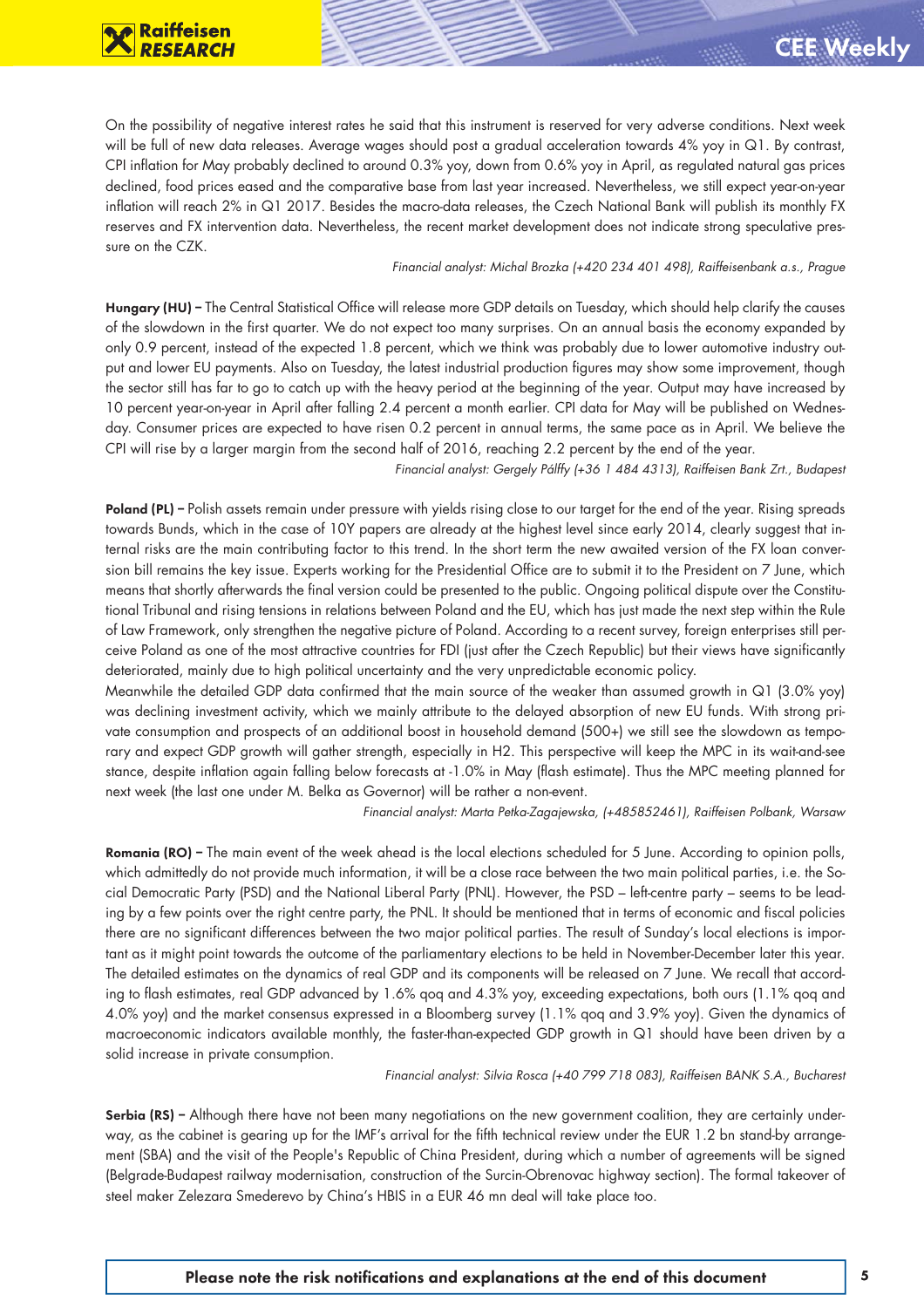On the possibility of negative interest rates he said that this instrument is reserved for very adverse conditions. Next week will be full of new data releases. Average wages should post a gradual acceleration towards 4% yoy in Q1. By contrast, CPI inflation for May probably declined to around 0.3% yoy, down from 0.6% yoy in April, as regulated natural gas prices declined, food prices eased and the comparative base from last year increased. Nevertheless, we still expect year-on-year inflation will reach 2% in Q1 2017. Besides the macro-data releases, the Czech National Bank will publish its monthly FX reserves and FX intervention data. Nevertheless, the recent market development does not indicate strong speculative pressure on the CZK.

*Financial analyst: Michal Brozka (+420 234 401 498), Raiffeisenbank a.s., Prague*

**Hungary (HU) –** The Central Statistical Office will release more GDP details on Tuesday, which should help clarify the causes of the slowdown in the first quarter. We do not expect too many surprises. On an annual basis the economy expanded by only 0.9 percent, instead of the expected 1.8 percent, which we think was probably due to lower automotive industry output and lower EU payments. Also on Tuesday, the latest industrial production figures may show some improvement, though the sector still has far to go to catch up with the heavy period at the beginning of the year. Output may have increased by 10 percent year-on-year in April after falling 2.4 percent a month earlier. CPI data for May will be published on Wednesday. Consumer prices are expected to have risen 0.2 percent in annual terms, the same pace as in April. We believe the CPI will rise by a larger margin from the second half of 2016, reaching 2.2 percent by the end of the year.

*Financial analyst: Gergely Pálffy (+36 1 484 4313), Raiffeisen Bank Zrt., Budapest*

**Poland (PL) –** Polish assets remain under pressure with yields rising close to our target for the end of the year. Rising spreads towards Bunds, which in the case of 10Y papers are already at the highest level since early 2014, clearly suggest that internal risks are the main contributing factor to this trend. In the short term the new awaited version of the FX loan conversion bill remains the key issue. Experts working for the Presidential Office are to submit it to the President on 7 June, which means that shortly afterwards the final version could be presented to the public. Ongoing political dispute over the Constitutional Tribunal and rising tensions in relations between Poland and the EU, which has just made the next step within the Rule of Law Framework, only strengthen the negative picture of Poland. According to a recent survey, foreign enterprises still perceive Poland as one of the most attractive countries for FDI (just after the Czech Republic) but their views have significantly deteriorated, mainly due to high political uncertainty and the very unpredictable economic policy.

Meanwhile the detailed GDP data confirmed that the main source of the weaker than assumed growth in Q1 (3.0% yoy) was declining investment activity, which we mainly attribute to the delayed absorption of new EU funds. With strong private consumption and prospects of an additional boost in household demand (500+) we still see the slowdown as temporary and expect GDP growth will gather strength, especially in H2. This perspective will keep the MPC in its wait-and-see stance, despite inflation again falling below forecasts at -1.0% in May (flash estimate). Thus the MPC meeting planned for next week (the last one under M. Belka as Governor) will be rather a non-event.

*Financial analyst: Marta Petka-Zagajewska, (+485852461), Raiffeisen Polbank, Warsaw*

**Romania (RO) –** The main event of the week ahead is the local elections scheduled for 5 June. According to opinion polls, which admittedly do not provide much information, it will be a close race between the two main political parties, i.e. the Social Democratic Party (PSD) and the National Liberal Party (PNL). However, the PSD – left-centre party – seems to be leading by a few points over the right centre party, the PNL. It should be mentioned that in terms of economic and fiscal policies there are no significant differences between the two major political parties. The result of Sunday's local elections is important as it might point towards the outcome of the parliamentary elections to be held in November-December later this year. The detailed estimates on the dynamics of real GDP and its components will be released on 7 June. We recall that according to flash estimates, real GDP advanced by 1.6% qoq and 4.3% yoy, exceeding expectations, both ours (1.1% qoq and 4.0% yoy) and the market consensus expressed in a Bloomberg survey (1.1% qoq and 3.9% yoy). Given the dynamics of macroeconomic indicators available monthly, the faster-than-expected GDP growth in Q1 should have been driven by a solid increase in private consumption.

*Financial analyst: Silvia Rosca (+40 799 718 083), Raiffeisen BANK S.A., Bucharest*

**Serbia (RS) –** Although there have not been many negotiations on the new government coalition, they are certainly underway, as the cabinet is gearing up for the IMF's arrival for the fifth technical review under the EUR 1.2 bn stand-by arrangement (SBA) and the visit of the People's Republic of China President, during which a number of agreements will be signed (Belgrade-Budapest railway modernisation, construction of the Surcin-Obrenovac highway section). The formal takeover of steel maker Zelezara Smederevo by China's HBIS in a EUR 46 mn deal will take place too.

**Please note the risk notifications and explanations at the end of this document**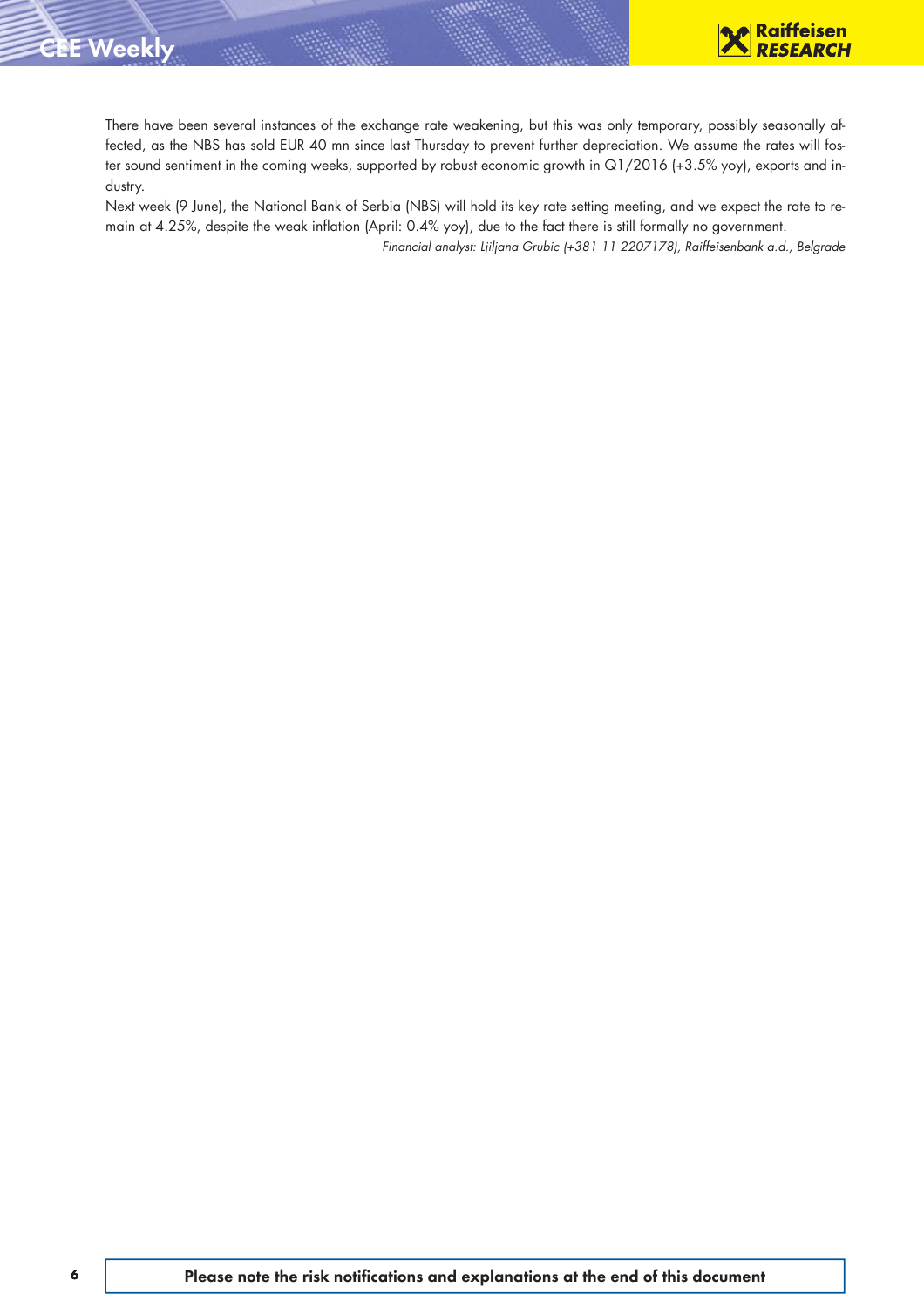There have been several instances of the exchange rate weakening, but this was only temporary, possibly seasonally affected, as the NBS has sold EUR 40 mn since last Thursday to prevent further depreciation. We assume the rates will foster sound sentiment in the coming weeks, supported by robust economic growth in Q1/2016 (+3.5% yoy), exports and industry.

Next week (9 June), the National Bank of Serbia (NBS) will hold its key rate setting meeting, and we expect the rate to remain at 4.25%, despite the weak inflation (April: 0.4% yoy), due to the fact there is still formally no government.

*Financial analyst: Ljiljana Grubic (+381 11 2207178), Raiffeisenbank a.d., Belgrade*

**Please note the risk notifications and explanations at the end of this document**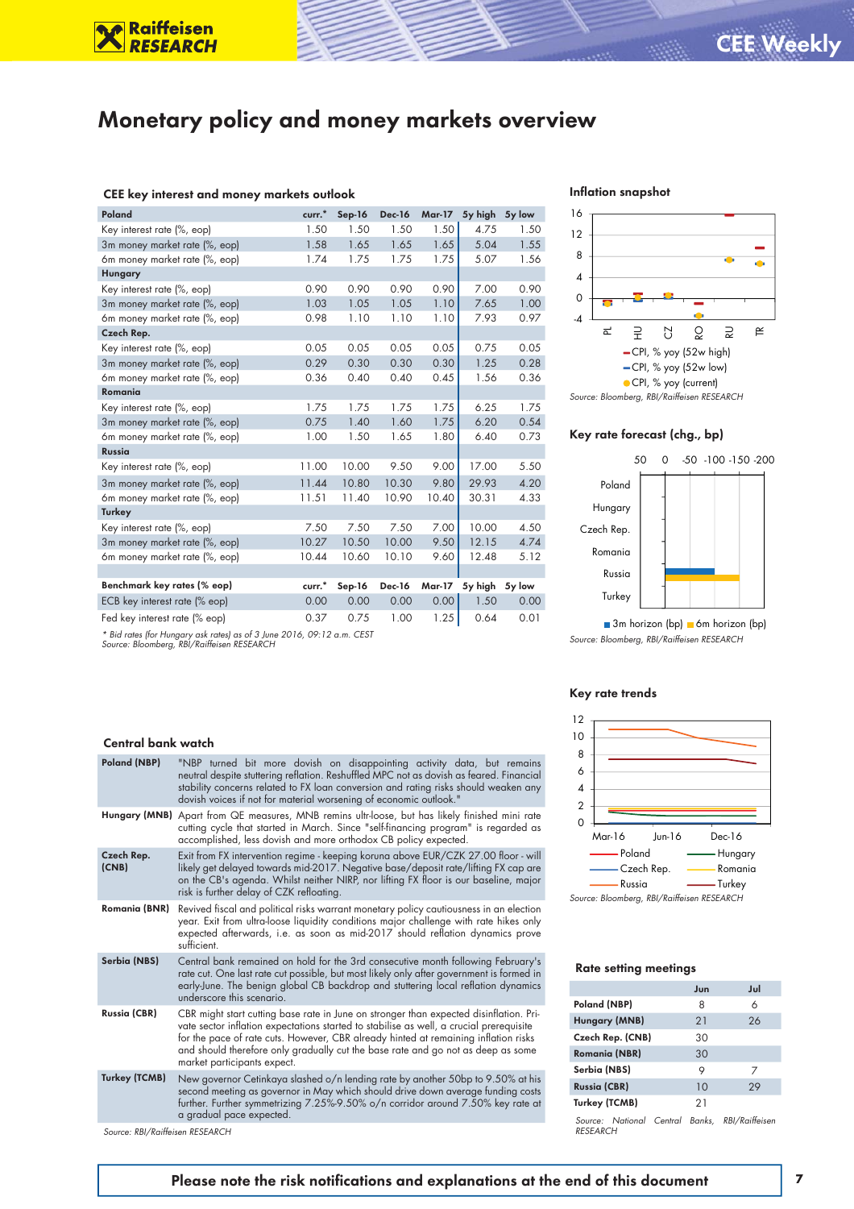# Monetary policy and money markets overview

## CEE key interest and money markets outlook

| Poland | curr.* | Sep-16 | Dec-16 | Mar-17 | 5y high | 5y low |
|---|---|---|---|---|---|---|
| Key interest rate (%, eop) | 1.50 | 1.50 | 1.50 | 1.50 | 4.75 | 1.50 |
| 3m money market rate (%, eop) | 1.58 | 1.65 | 1.65 | 1.65 | 5.04 | 1.55 |
| 6m money market rate (%, eop) | 1.74 | 1.75 | 1.75 | 1.75 | 5.07 | 1.56 |
| **Hungary** | | | | | | |
| Key interest rate (%, eop) | 0.90 | 0.90 | 0.90 | 0.90 | 7.00 | 0.90 |
| 3m money market rate (%, eop) | 1.03 | 1.05 | 1.05 | 1.10 | 7.65 | 1.00 |
| 6m money market rate (%, eop) | 0.98 | 1.10 | 1.10 | 1.10 | 7.93 | 0.97 |
| **Czech Rep.** | | | | | | |
| Key interest rate (%, eop) | 0.05 | 0.05 | 0.05 | 0.05 | 0.75 | 0.05 |
| 3m money market rate (%, eop) | 0.29 | 0.30 | 0.30 | 0.30 | 1.25 | 0.28 |
| 6m money market rate (%, eop) | 0.36 | 0.40 | 0.40 | 0.45 | 1.56 | 0.36 |
| **Romania** | | | | | | |
| Key interest rate (%, eop) | 1.75 | 1.75 | 1.75 | 1.75 | 6.25 | 1.75 |
| 3m money market rate (%, eop) | 0.75 | 1.40 | 1.60 | 1.75 | 6.20 | 0.54 |
| 6m money market rate (%, eop) | 1.00 | 1.50 | 1.65 | 1.80 | 6.40 | 0.73 |
| **Russia** | | | | | | |
| Key interest rate (%, eop) | 11.00 | 10.00 | 9.50 | 9.00 | 17.00 | 5.50 |
| 3m money market rate (%, eop) | 11.44 | 10.80 | 10.30 | 9.80 | 29.93 | 4.20 |
| 6m money market rate (%, eop) | 11.51 | 11.40 | 10.90 | 10.40 | 30.31 | 4.33 |
| **Turkey** | | | | | | |
| Key interest rate (%, eop) | 7.50 | 7.50 | 7.50 | 7.00 | 10.00 | 4.50 |
| 3m money market rate (%, eop) | 10.27 | 10.50 | 10.00 | 9.50 | 12.15 | 4.74 |
| 6m money market rate (%, eop) | 10.44 | 10.60 | 10.10 | 9.60 | 12.48 | 5.12 |

| Benchmark key rates (% eop) | curr.* | Sep-16 | Dec-16 | Mar-17 | 5y high | 5y low |
|---|---|---|---|---|---|---|
| ECB key interest rate (% eop) | 0.00 | 0.00 | 0.00 | 0.00 | 1.50 | 0.00 |
| Fed key interest rate (% eop) | 0.37 | 0.75 | 1.00 | 1.25 | 0.64 | 0.01 |

*\* Bid rates (for Hungary ask rates) as of 3 June 2016, 09:12 a.m. CEST*
*Source: Bloomberg, RBI/Raiffeisen RESEARCH*

### Inflation snapshot

CPI, % yoy (52w high); CPI, % yoy (52w low); CPI, % yoy (current) — PL, HU, CZ, RO, RU, TR

*Source: Bloomberg, RBI/Raiffeisen RESEARCH*

### Key rate forecast (chg., bp)

Poland, Hungary, Czech Rep., Romania, Russia, Turkey — 3m horizon (bp), 6m horizon (bp)

*Source: Bloomberg, RBI/Raiffeisen RESEARCH*

### Key rate trends

Mar-16, Jun-16, Dec-16 — Poland, Hungary, Czech Rep., Romania, Russia, Turkey

*Source: Bloomberg, RBI/Raiffeisen RESEARCH*

## Central bank watch

| | |
|---|---|
| **Poland (NBP)** | "NBP turned bit more dovish on disappointing activity data, but remains neutral despite stuttering reflation. Reshuffled MPC not as dovish as feared. Financial stability concerns related to FX loan conversion and rating risks should weaken any dovish voices if not for material worsening of economic outlook." |
| **Hungary (MNB)** | Apart from QE measures, MNB remains ultr-loose, but has likely finished mini rate cutting cycle that started in March. Since "self-financing program" is regarded as accomplished, less dovish and more orthodox CB policy expected. |
| **Czech Rep. (CNB)** | Exit from FX intervention regime - keeping koruna above EUR/CZK 27.00 floor - will likely get delayed towards mid-2017. Negative base/deposit rate/lifting FX cap are on the CB's agenda. Whilst neither NIRP, nor lifting FX floor is our baseline, major risk is further delay of CZK refloating. |
| **Romania (BNR)** | Revived fiscal and political risks warrant monetary policy cautiousness in an election year. Exit from ultra-loose liquidity conditions major challenge with rate hikes only expected afterwards, i.e. as soon as mid-2017 should reflation dynamics prove sufficient. |
| **Serbia (NBS)** | Central bank remained on hold for the 3rd consecutive month following February's rate cut. One last rate cut possible, but most likely only after government is formed in early-June. The benign global CB backdrop and stuttering local reflation dynamics underscore this scenario. |
| **Russia (CBR)** | CBR might start cutting base rate in June on stronger than expected disinflation. Private sector inflation expectations started to stabilise as well, a crucial prerequisite for the pace of rate cuts. However, CBR already hinted at remaining inflation risks and should therefore only gradually cut the base rate and go not as deep as some market participants expect. |
| **Turkey (TCMB)** | New governor Cetinkaya slashed o/n lending rate by another 50bp to 9.50% at his second meeting as governor in May which should drive down average funding costs further. Further symmetrizing 7.25%-9.50% o/n corridor around 7.50% key rate at a gradual pace expected. |

*Source: RBI/Raiffeisen RESEARCH*

## Rate setting meetings

| | Jun | Jul |
|---|---|---|
| **Poland (NBP)** | 8 | 6 |
| **Hungary (MNB)** | 21 | 26 |
| **Czech Rep. (CNB)** | 30 | |
| **Romania (NBR)** | 30 | |
| **Serbia (NBS)** | 9 | 7 |
| **Russia (CBR)** | 10 | 29 |
| **Turkey (TCMB)** | 21 | |

*Source: National Central Banks, RBI/Raiffeisen RESEARCH*

**Please note the risk notifications and explanations at the end of this document**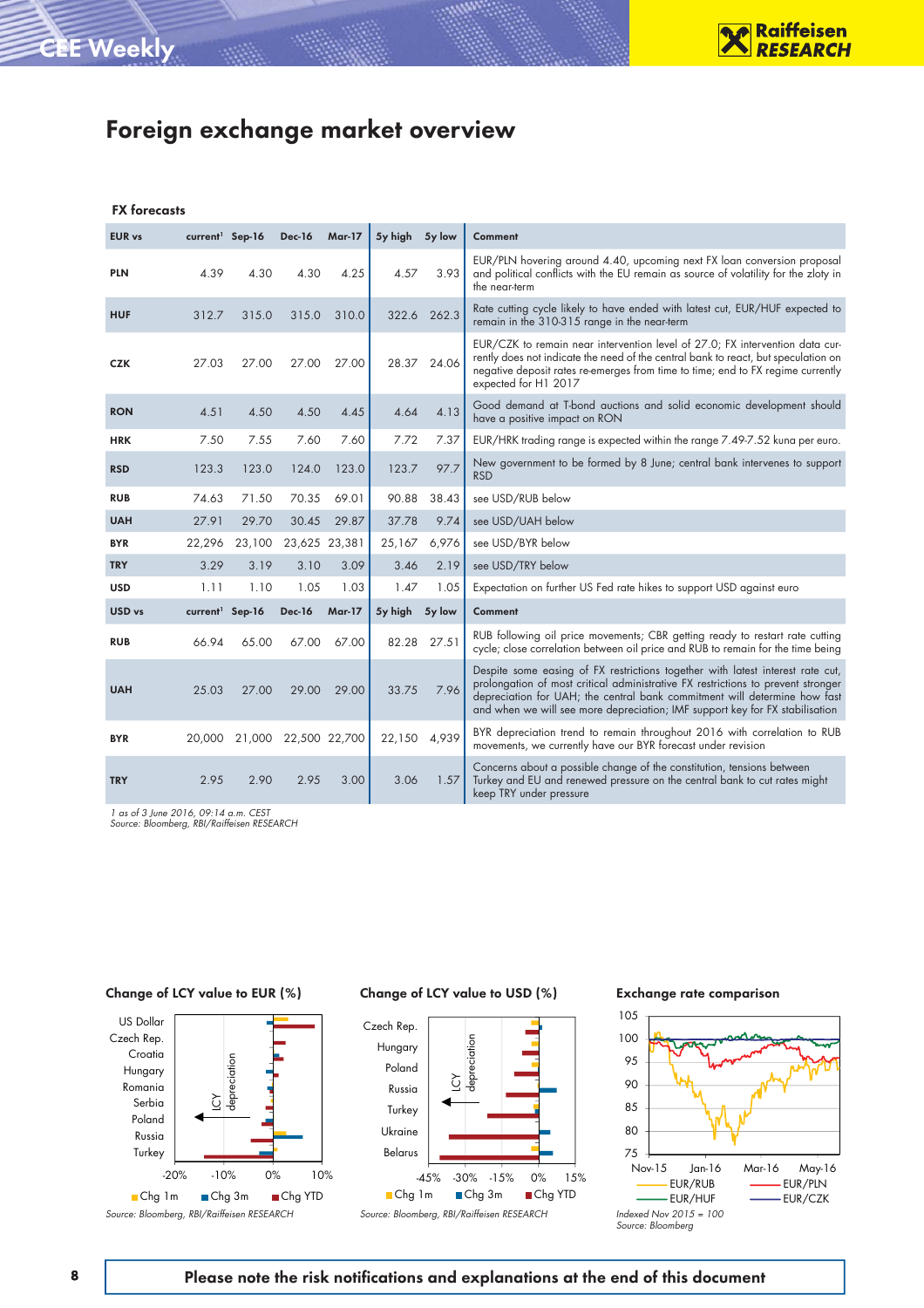# Foreign exchange market overview

## FX forecasts

| EUR vs | current[1] | Sep-16 | Dec-16 | Mar-17 | 5y high | 5y low | Comment |
|---|---|---|---|---|---|---|---|
| PLN | 4.39 | 4.30 | 4.30 | 4.25 | 4.57 | 3.93 | EUR/PLN hovering around 4.40, upcoming next FX loan conversion proposal and political conflicts with the EU remain as source of volatility for the zloty in the near-term |
| HUF | 312.7 | 315.0 | 315.0 | 310.0 | 322.6 | 262.3 | Rate cutting cycle likely to have ended with latest cut, EUR/HUF expected to remain in the 310-315 range in the near-term |
| CZK | 27.03 | 27.00 | 27.00 | 27.00 | 28.37 | 24.06 | EUR/CZK to remain near intervention level of 27.0; FX intervention data currently does not indicate the need of the central bank to react, but speculation on negative deposit rates re-emerges from time to time; end to FX regime currently expected for H1 2017 |
| RON | 4.51 | 4.50 | 4.50 | 4.45 | 4.64 | 4.13 | Good demand at T-bond auctions and solid economic development should have a positive impact on RON |
| HRK | 7.50 | 7.55 | 7.60 | 7.60 | 7.72 | 7.37 | EUR/HRK trading range is expected within the range 7.49-7.52 kuna per euro. |
| RSD | 123.3 | 123.0 | 124.0 | 123.0 | 123.7 | 97.7 | New government to be formed by 8 June; central bank intervenes to support RSD |
| RUB | 74.63 | 71.50 | 70.35 | 69.01 | 90.88 | 38.43 | see USD/RUB below |
| UAH | 27.91 | 29.70 | 30.45 | 29.87 | 37.78 | 9.74 | see USD/UAH below |
| BYR | 22,296 | 23,100 | 23,625 | 23,381 | 25,167 | 6,976 | see USD/BYR below |
| TRY | 3.29 | 3.19 | 3.10 | 3.09 | 3.46 | 2.19 | see USD/TRY below |
| USD | 1.11 | 1.10 | 1.05 | 1.03 | 1.47 | 1.05 | Expectation on further US Fed rate hikes to support USD against euro |
| **USD vs** | **current[1]** | **Sep-16** | **Dec-16** | **Mar-17** | **5y high** | **5y low** | **Comment** |
| RUB | 66.94 | 65.00 | 67.00 | 67.00 | 82.28 | 27.51 | RUB following oil price movements; CBR getting ready to restart rate cutting cycle; close correlation between oil price and RUB to remain for the time being |
| UAH | 25.03 | 27.00 | 29.00 | 29.00 | 33.75 | 7.96 | Despite some easing of FX restrictions together with latest interest rate cut, prolongation of most critical administrative FX restrictions to prevent stronger depreciation for UAH; the central bank commitment will determine how fast and when we will see more depreciation; IMF support key for FX stabilisation |
| BYR | 20,000 | 21,000 | 22,500 | 22,700 | 22,150 | 4,939 | BYR depreciation trend to remain throughout 2016 with correlation to RUB movements, we currently have our BYR forecast under revision |
| TRY | 2.95 | 2.90 | 2.95 | 3.00 | 3.06 | 1.57 | Concerns about a possible change of the constitution, tensions between Turkey and EU and renewed pressure on the central bank to cut rates might keep TRY under pressure |

*1 as of 3 June 2016, 09:14 a.m. CEST*
*Source: Bloomberg, RBI/Raiffeisen RESEARCH*

### Change of LCY value to EUR (%)

*Source: Bloomberg, RBI/Raiffeisen RESEARCH*

### Change of LCY value to USD (%)

*Source: Bloomberg, RBI/Raiffeisen RESEARCH*

### Exchange rate comparison

*Indexed Nov 2015 = 100*
*Source: Bloomberg*

**Please note the risk notifications and explanations at the end of this document**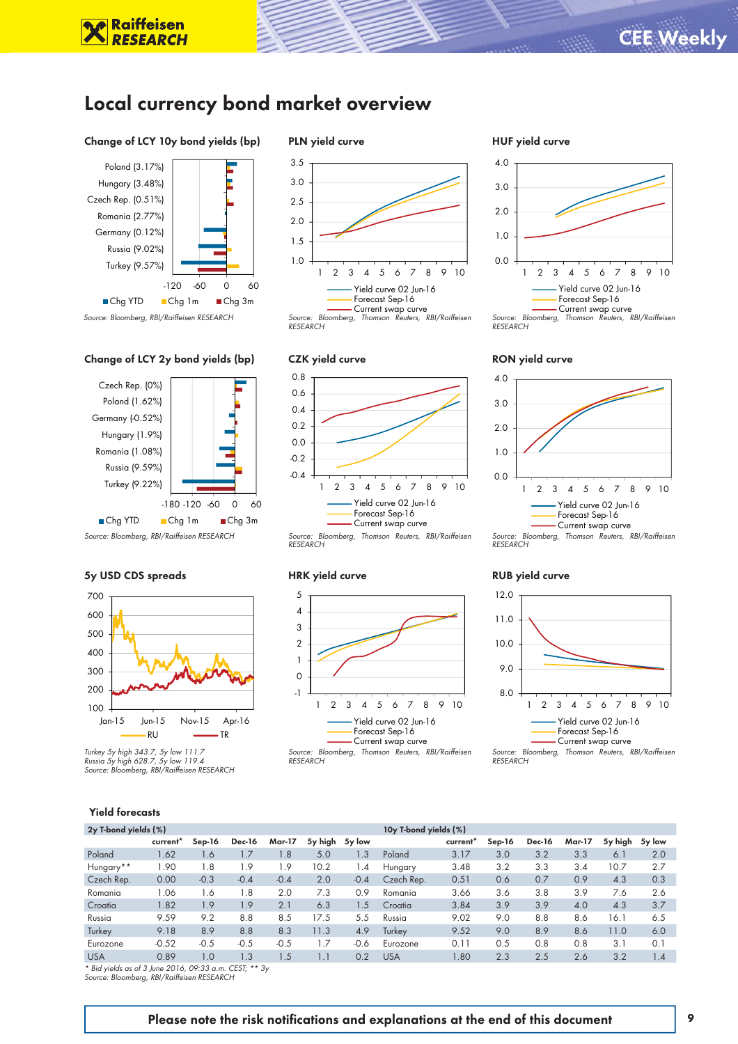# Local currency bond market overview

### Change of LCY 10y bond yields (bp)

Poland (3.17%)
Hungary (3.48%)
Czech Rep. (0.51%)
Romania (2.77%)
Germany (0.12%)
Russia (9.02%)
Turkey (9.57%)

-120 -60 0 60

■ Chg YTD ■ Chg 1m ■ Chg 3m

*Source: Bloomberg, RBI/Raiffeisen RESEARCH*

### PLN yield curve

Yield curve 02 Jun-16
Forecast Sep-16
Current swap curve

*Source: Bloomberg, Thomson Reuters, RBI/Raiffeisen RESEARCH*

### HUF yield curve

Yield curve 02 Jun-16
Forecast Sep-16
Current swap curve

*Source: Bloomberg, Thomson Reuters, RBI/Raiffeisen RESEARCH*

### Change of LCY 2y bond yields (bp)

Czech Rep. (0%)
Poland (1.62%)
Germany (-0.52%)
Hungary (1.9%)
Romania (1.08%)
Russia (9.59%)
Turkey (9.22%)

-180 -120 -60 0 60

■ Chg YTD ■ Chg 1m ■ Chg 3m

*Source: Bloomberg, RBI/Raiffeisen RESEARCH*

### CZK yield curve

Yield curve 02 Jun-16
Forecast Sep-16
Current swap curve

*Source: Bloomberg, Thomson Reuters, RBI/Raiffeisen RESEARCH*

### RON yield curve

Yield curve 02 Jun-16
Forecast Sep-16
Current swap curve

*Source: Bloomberg, Thomson Reuters, RBI/Raiffeisen RESEARCH*

### 5y USD CDS spreads

RU — TR

*Turkey 5y high 343.7, 5y low 111.7*
*Russia 5y high 628.7, 5y low 119.4*
*Source: Bloomberg, RBI/Raiffeisen RESEARCH*

### HRK yield curve

Yield curve 02 Jun-16
Forecast Sep-16
Current swap curve

*Source: Bloomberg, Thomson Reuters, RBI/Raiffeisen RESEARCH*

### RUB yield curve

Yield curve 02 Jun-16
Forecast Sep-16
Current swap curve

*Source: Bloomberg, Thomson Reuters, RBI/Raiffeisen RESEARCH*

### Yield forecasts

| 2y T-bond yields (%) | current* | Sep-16 | Dec-16 | Mar-17 | 5y high | 5y low | 10y T-bond yields (%) | current* | Sep-16 | Dec-16 | Mar-17 | 5y high | 5y low |
|---|---|---|---|---|---|---|---|---|---|---|---|---|---|
| Poland | 1.62 | 1.6 | 1.7 | 1.8 | 5.0 | 1.3 | Poland | 3.17 | 3.0 | 3.2 | 3.3 | 6.1 | 2.0 |
| Hungary** | 1.90 | 1.8 | 1.9 | 1.9 | 10.2 | 1.4 | Hungary | 3.48 | 3.2 | 3.3 | 3.4 | 10.7 | 2.7 |
| Czech Rep. | 0.00 | -0.3 | -0.4 | -0.4 | 2.0 | -0.4 | Czech Rep. | 0.51 | 0.6 | 0.7 | 0.9 | 4.3 | 0.3 |
| Romania | 1.06 | 1.6 | 1.8 | 2.0 | 7.3 | 0.9 | Romania | 3.66 | 3.6 | 3.8 | 3.9 | 7.6 | 2.6 |
| Croatia | 1.82 | 1.9 | 1.9 | 2.1 | 6.3 | 1.5 | Croatia | 3.84 | 3.9 | 3.9 | 4.0 | 4.3 | 3.7 |
| Russia | 9.59 | 9.2 | 8.8 | 8.5 | 17.5 | 5.5 | Russia | 9.02 | 9.0 | 8.8 | 8.6 | 16.1 | 6.5 |
| Turkey | 9.18 | 8.9 | 8.8 | 8.3 | 11.3 | 4.9 | Turkey | 9.52 | 9.0 | 8.9 | 8.6 | 11.0 | 6.0 |
| Eurozone | -0.52 | -0.5 | -0.5 | -0.5 | 1.7 | -0.6 | Eurozone | 0.11 | 0.5 | 0.8 | 0.8 | 3.1 | 0.1 |
| USA | 0.89 | 1.0 | 1.3 | 1.5 | 1.1 | 0.2 | USA | 1.80 | 2.3 | 2.5 | 2.6 | 3.2 | 1.4 |

*\* Bid yields as of 3 June 2016, 09:33 a.m. CEST; \*\* 3y*
*Source: Bloomberg, RBI/Raiffeisen RESEARCH*

**Please note the risk notifications and explanations at the end of this document**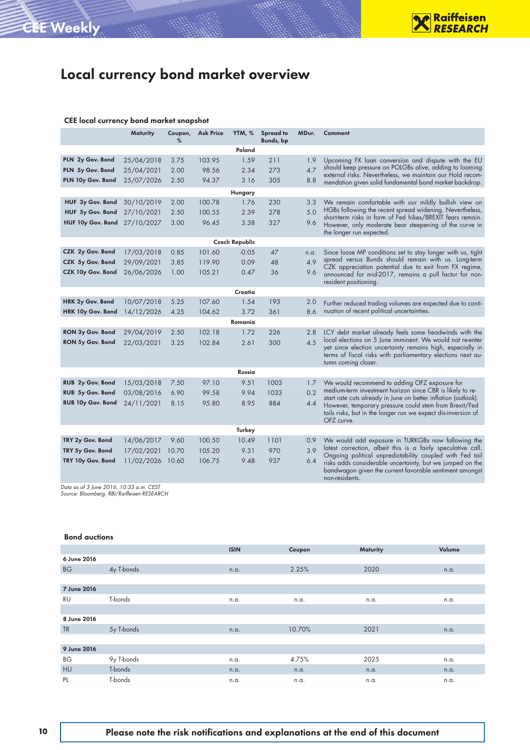# Local currency bond market overview

### CEE local currency bond market snapshot

| | Maturity | Coupon, % | Ask Price | YTM, % | Spread to Bunds, bp | MDur. | Comment |
|---|---|---|---|---|---|---|---|
| | | | | **Poland** | | | |
| **PLN 2y Gov. Bond** | 25/04/2018 | 3.75 | 103.95 | 1.59 | 211 | 1.9 | Upcoming FX loan conversion and dispute with the EU should keep pressure on POLGBs alive, adding to looming external risks. Nevertheless, we maintain our Hold recommendation given solid fundamental bond market backdrop. |
| **PLN 5y Gov. Bond** | 25/04/2021 | 2.00 | 98.56 | 2.34 | 273 | 4.7 | |
| **PLN 10y Gov. Bond** | 25/07/2026 | 2.50 | 94.37 | 3.16 | 305 | 8.8 | |
| | | | | **Hungary** | | | |
| **HUF 3y Gov. Bond** | 30/10/2019 | 2.00 | 100.78 | 1.76 | 230 | 3.3 | We remain comfortable with our mildly bullish view on HGBs following the recent spread widening. Nevertheless, short-term risks in form of Fed hikes/BREXIT fears remain. However, only moderate bear steepening of the curve in the longer run expected. |
| **HUF 5y Gov. Bond** | 27/10/2021 | 2.50 | 100.55 | 2.39 | 278 | 5.0 | |
| **HUF 10y Gov. Bond** | 27/10/2027 | 3.00 | 96.45 | 3.38 | 327 | 9.6 | |
| | | | | **Czech Republic** | | | |
| **CZK 2y Gov. Bond** | 17/03/2018 | 0.85 | 101.60 | -0.05 | 47 | n.a. | Since loose MP conditions set to stay longer with us, tight spread versus Bunds should remain with us. Long-term CZK appreciation potential due to exit from FX regime, announced for mid-2017, remains a pull factor for non-resident positioning. |
| **CZK 5y Gov. Bond** | 29/09/2021 | 3.85 | 119.90 | 0.09 | 48 | 4.9 | |
| **CZK 10y Gov. Bond** | 26/06/2026 | 1.00 | 105.21 | 0.47 | 36 | 9.6 | |
| | | | | **Croatia** | | | |
| **HRK 2y Gov. Bond** | 10/07/2018 | 5.25 | 107.60 | 1.54 | 193 | 2.0 | Further reduced trading volumes are expected due to continuation of recent political uncertainties. |
| **HRK 10y Gov. Bond** | 14/12/2026 | 4.25 | 104.62 | 3.72 | 361 | 8.6 | |
| | | | | **Romania** | | | |
| **RON 3y Gov. Bond** | 29/04/2019 | 2.50 | 102.18 | 1.72 | 226 | 2.8 | LCY debt market already feels some headwinds with the local elections on 5 June imminent. We would not re-enter yet since election uncertainty remains high, especially in terms of fiscal risks with parliamentary elections next autumn coming closer. |
| **RON 5y Gov. Bond** | 22/03/2021 | 3.25 | 102.84 | 2.61 | 300 | 4.5 | |
| | | | | **Russia** | | | |
| **RUB 2y Gov. Bond** | 15/03/2018 | 7.50 | 97.10 | 9.51 | 1003 | 1.7 | We would recommend to adding OFZ exposure for medium-term investment horizon since CBR is likely to re-start rate cuts already in June on better inflation (outlook). However, temporary pressure could stem from Brexit/Fed tails risks, but in the longer run we expect dis-inversion of OFZ curve. |
| **RUB 5y Gov. Bond** | 03/08/2016 | 6.90 | 99.58 | 9.94 | 1033 | 0.2 | |
| **RUB 10y Gov. Bond** | 24/11/2021 | 8.15 | 95.80 | 8.95 | 884 | 4.4 | |
| | | | | **Turkey** | | | |
| **TRY 2y Gov. Bond** | 14/06/2017 | 9.60 | 100.50 | 10.49 | 1101 | 0.9 | We would add exposure in TURKGBs now following the latest correction, albeit this is a fairly speculative call. Ongoing political unpredictability coupled with Fed tail risks adds considerable uncertainty, but we jumped on the bandwagon given the current favorable sentiment amongst non-residents. |
| **TRY 5y Gov. Bond** | 17/02/2021 | 10.70 | 105.20 | 9.31 | 970 | 3.9 | |
| **TRY 10y Gov. Bond** | 11/02/2026 | 10.60 | 106.75 | 9.48 | 937 | 6.4 | |

*Data as of 3 June 2016, 10:33 a.m. CEST*
*Source: Bloomberg, RBI/Raiffeisen RESEARCH*

### Bond auctions

| | | ISIN | Coupon | Maturity | Volume |
|---|---|---|---|---|---|
| **6 June 2016** | | | | | |
| BG | 4y T-bonds | n.a. | 2.25% | 2020 | n.a. |
| **7 June 2016** | | | | | |
| RU | T-bonds | n.a. | n.a. | n.a. | n.a. |
| **8 June 2016** | | | | | |
| TR | 5y T-bonds | n.a. | 10.70% | 2021 | n.a. |
| **9 June 2016** | | | | | |
| BG | 9y T-bonds | n.a. | 4.75% | 2025 | n.a. |
| HU | T-bonds | n.a. | n.a. | n.a. | n.a. |
| PL | T-bonds | n.a. | n.a. | n.a. | n.a. |

**Please note the risk notifications and explanations at the end of this document**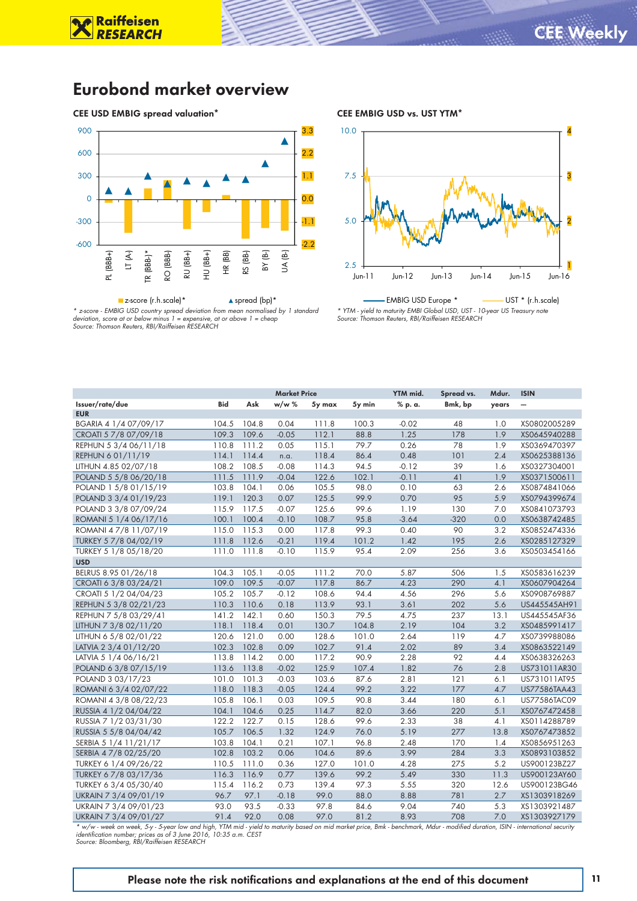# Eurobond market overview

### CEE USD EMBIG spread valuation*

* z-score - EMBIG USD country spread deviation from mean normalised by 1 standard deviation, score at or below minus 1 = expensive, at or above 1 = cheap
Source: Thomson Reuters, RBI/Raiffeisen RESEARCH

### CEE EMBIG USD vs. UST YTM*

* YTM - yield to maturity EMBI Global USD, UST - 10-year US Treasury note
Source: Thomson Reuters, RBI/Raiffeisen RESEARCH

| Issuer/rate/due | Market Price | | | | | YTM mid. | Spread vs. | Mdur. | ISIN |
|---|---|---|---|---|---|---|---|---|---|
| | Bid | Ask | w/w % | 5y max | 5y min | % p. a. | Bmk, bp | years | — |
| **EUR** | | | | | | | | | |
| BGARIA 4 1/4 07/09/17 | 104.5 | 104.8 | 0.04 | 111.8 | 100.3 | -0.02 | 48 | 1.0 | XS0802005289 |
| CROATI 5 7/8 07/09/18 | 109.3 | 109.6 | -0.05 | 112.1 | 88.8 | 1.25 | 178 | 1.9 | XS0645940288 |
| REPHUN 5 3/4 06/11/18 | 110.8 | 111.2 | 0.05 | 115.1 | 79.7 | 0.26 | 78 | 1.9 | XS0369470397 |
| REPHUN 6 01/11/19 | 114.1 | 114.4 | n.a. | 118.4 | 86.4 | 0.48 | 101 | 2.4 | XS0625388136 |
| LITHUN 4.85 02/07/18 | 108.2 | 108.5 | -0.08 | 114.3 | 94.5 | -0.12 | 39 | 1.6 | XS0327304001 |
| POLAND 5 5/8 06/20/18 | 111.5 | 111.9 | -0.04 | 122.6 | 102.1 | -0.11 | 41 | 1.9 | XS0371500611 |
| POLAND 1 5/8 01/15/19 | 103.8 | 104.1 | 0.06 | 105.5 | 98.0 | 0.10 | 63 | 2.6 | XS0874841066 |
| POLAND 3 3/4 01/19/23 | 119.1 | 120.3 | 0.07 | 125.5 | 99.9 | 0.70 | 95 | 5.9 | XS0794399674 |
| POLAND 3 3/8 07/09/24 | 115.9 | 117.5 | -0.07 | 125.6 | 99.6 | 1.19 | 130 | 7.0 | XS0841073793 |
| ROMANI 5 1/4 06/17/16 | 100.1 | 100.4 | -0.10 | 108.7 | 95.8 | -3.64 | -320 | 0.0 | XS0638742485 |
| ROMANI 4 7/8 11/07/19 | 115.0 | 115.3 | 0.00 | 117.8 | 99.3 | 0.40 | 90 | 3.2 | XS0852474336 |
| TURKEY 5 7/8 04/02/19 | 111.8 | 112.6 | -0.21 | 119.4 | 101.2 | 1.42 | 195 | 2.6 | XS0285127329 |
| TURKEY 5 1/8 05/18/20 | 111.0 | 111.8 | -0.10 | 115.9 | 95.4 | 2.09 | 256 | 3.6 | XS0503454166 |
| **USD** | | | | | | | | | |
| BELRUS 8.95 01/26/18 | 104.3 | 105.1 | -0.05 | 111.2 | 70.0 | 5.87 | 506 | 1.5 | XS0583616239 |
| CROATI 6 3/8 03/24/21 | 109.0 | 109.5 | -0.07 | 117.8 | 86.7 | 4.23 | 290 | 4.1 | XS0607904264 |
| CROATI 5 1/2 04/04/23 | 105.2 | 105.7 | -0.12 | 108.6 | 94.4 | 4.56 | 296 | 5.6 | XS0908769887 |
| REPHUN 5 3/8 02/21/23 | 110.3 | 110.6 | 0.18 | 113.9 | 93.1 | 3.61 | 202 | 5.6 | US445545AH91 |
| REPHUN 7 5/8 03/29/41 | 141.2 | 142.1 | 0.60 | 150.3 | 79.5 | 4.75 | 237 | 13.1 | US445545AF36 |
| LITHUN 7 3/8 02/11/20 | 118.1 | 118.4 | 0.01 | 130.7 | 104.8 | 2.19 | 104 | 3.2 | XS0485991417 |
| LITHUN 6 5/8 02/01/22 | 120.6 | 121.0 | 0.00 | 128.6 | 101.0 | 2.64 | 119 | 4.7 | XS0739988086 |
| LATVIA 2 3/4 01/12/20 | 102.3 | 102.8 | 0.09 | 102.7 | 91.4 | 2.02 | 89 | 3.4 | XS0863522149 |
| LATVIA 5 1/4 06/16/21 | 113.8 | 114.2 | 0.00 | 117.2 | 90.9 | 2.28 | 92 | 4.4 | XS0638326263 |
| POLAND 6 3/8 07/15/19 | 113.6 | 113.8 | -0.02 | 125.9 | 107.4 | 1.82 | 76 | 2.8 | US731011AR30 |
| POLAND 3 03/17/23 | 101.0 | 101.3 | -0.03 | 103.6 | 87.6 | 2.81 | 121 | 6.1 | US731011AT95 |
| ROMANI 6 3/4 02/07/22 | 118.0 | 118.3 | -0.05 | 124.4 | 99.2 | 3.22 | 177 | 4.7 | US77586TAA43 |
| ROMANI 4 3/8 08/22/23 | 105.8 | 106.1 | 0.03 | 109.5 | 90.8 | 3.44 | 180 | 6.1 | US77586TAC09 |
| RUSSIA 4 1/2 04/04/22 | 104.1 | 104.6 | 0.25 | 114.7 | 82.0 | 3.66 | 220 | 5.1 | XS0767472458 |
| RUSSIA 7 1/2 03/31/30 | 122.2 | 122.7 | 0.15 | 128.6 | 99.6 | 2.33 | 38 | 4.1 | XS0114288789 |
| RUSSIA 5 5/8 04/04/42 | 105.7 | 106.5 | 1.32 | 124.9 | 76.0 | 5.19 | 277 | 13.8 | XS0767473852 |
| SERBIA 5 1/4 11/21/17 | 103.8 | 104.1 | 0.21 | 107.1 | 96.8 | 2.48 | 170 | 1.4 | XS0856951263 |
| SERBIA 4 7/8 02/25/20 | 102.8 | 103.2 | 0.06 | 104.6 | 89.6 | 3.99 | 284 | 3.3 | XS0893103852 |
| TURKEY 6 1/4 09/26/22 | 110.5 | 111.0 | 0.36 | 127.0 | 101.0 | 4.28 | 275 | 5.2 | US900123BZ27 |
| TURKEY 6 7/8 03/17/36 | 116.3 | 116.9 | 0.77 | 139.6 | 99.2 | 5.49 | 330 | 11.3 | US900123AY60 |
| TURKEY 6 3/4 05/30/40 | 115.4 | 116.2 | 0.73 | 139.4 | 97.3 | 5.55 | 320 | 12.6 | US900123BG46 |
| UKRAIN 7 3/4 09/01/19 | 96.7 | 97.1 | -0.18 | 99.0 | 88.0 | 8.88 | 781 | 2.7 | XS1303918269 |
| UKRAIN 7 3/4 09/01/23 | 93.0 | 93.5 | -0.33 | 97.8 | 84.6 | 9.04 | 740 | 5.3 | XS1303921487 |
| UKRAIN 7 3/4 09/01/27 | 91.4 | 92.0 | 0.08 | 97.0 | 81.2 | 8.93 | 708 | 7.0 | XS1303927179 |

* w/w - week on week, 5-y - 5-year low and high, YTM mid - yield to maturity based on mid market price, Bmk - benchmark, Mdur - modified duration, ISIN - international security identification number; prices as of 3 June 2016, 10:35 a.m. CEST
Source: Bloomberg, RBI/Raiffeisen RESEARCH

**Please note the risk notifications and explanations at the end of this document**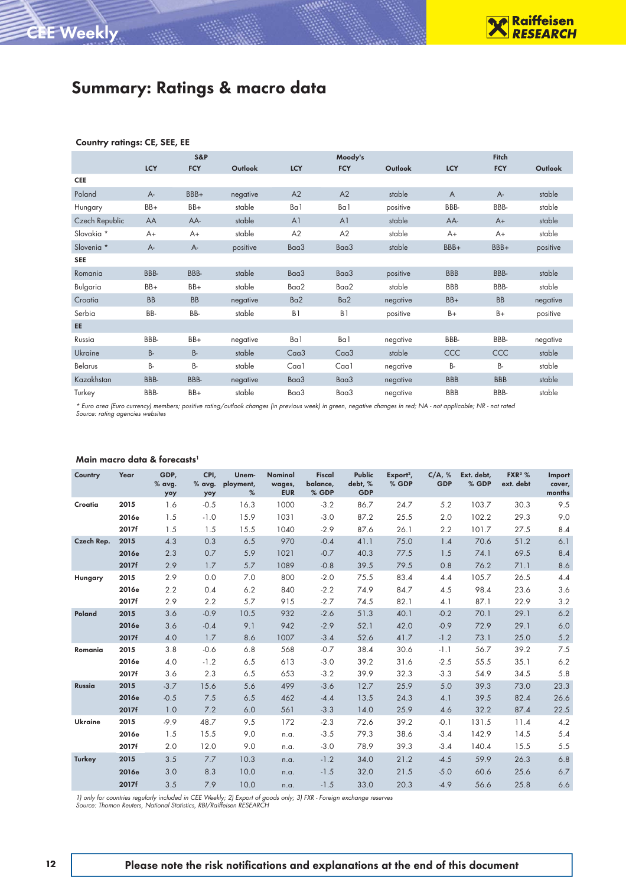# Summary: Ratings & macro data

**Country ratings: CE, SEE, EE**

| | S&P | | | Moody's | | | Fitch | | |
|---|---|---|---|---|---|---|---|---|---|
| | LCY | FCY | Outlook | LCY | FCY | Outlook | LCY | FCY | Outlook |
| **CEE** | | | | | | | | | |
| Poland | A- | BBB+ | negative | A2 | A2 | stable | A | A- | stable |
| Hungary | BB+ | BB+ | stable | Ba1 | Ba1 | positive | BBB- | BBB- | stable |
| Czech Republic | AA | AA- | stable | A1 | A1 | stable | AA- | A+ | stable |
| Slovakia * | A+ | A+ | stable | A2 | A2 | stable | A+ | A+ | stable |
| Slovenia * | A- | A- | positive | Baa3 | Baa3 | stable | BBB+ | BBB+ | positive |
| **SEE** | | | | | | | | | |
| Romania | BBB- | BBB- | stable | Baa3 | Baa3 | positive | BBB | BBB- | stable |
| Bulgaria | BB+ | BB+ | stable | Baa2 | Baa2 | stable | BBB | BBB- | stable |
| Croatia | BB | BB | negative | Ba2 | Ba2 | negative | BB+ | BB | negative |
| Serbia | BB- | BB- | stable | B1 | B1 | positive | B+ | B+ | positive |
| **EE** | | | | | | | | | |
| Russia | BBB- | BB+ | negative | Ba1 | Ba1 | negative | BBB- | BBB- | negative |
| Ukraine | B- | B- | stable | Caa3 | Caa3 | stable | CCC | CCC | stable |
| Belarus | B- | B- | stable | Caa1 | Caa1 | negative | B- | B- | stable |
| Kazakhstan | BBB- | BBB- | negative | Baa3 | Baa3 | negative | BBB | BBB | stable |
| Turkey | BBB- | BB+ | stable | Baa3 | Baa3 | negative | BBB | BBB- | stable |

*\* Euro area (Euro currency) members; positive rating/outlook changes (in previous week) in green, negative changes in red; NA - not applicable; NR - not rated*
*Source: rating agencies websites*

**Main macro data & forecasts[1]**

| Country | Year | GDP, % avg. yoy | CPI, % avg. yoy | Unemployment, % | Nominal wages, EUR | Fiscal balance, % GDP | Public debt, % GDP | Export[2], % GDP | C/A, % GDP | Ext. debt, % GDP | FXR[3] % ext. debt | Import cover, months |
|---|---|---|---|---|---|---|---|---|---|---|---|---|
| **Croatia** | 2015 | 1.6 | -0.5 | 16.3 | 1000 | -3.2 | 86.7 | 24.7 | 5.2 | 103.7 | 30.3 | 9.5 |
| | 2016e | 1.5 | -1.0 | 15.9 | 1031 | -3.0 | 87.2 | 25.5 | 2.0 | 102.2 | 29.3 | 9.0 |
| | 2017f | 1.5 | 1.5 | 15.5 | 1040 | -2.9 | 87.6 | 26.1 | 2.2 | 101.7 | 27.5 | 8.4 |
| **Czech Rep.** | 2015 | 4.3 | 0.3 | 6.5 | 970 | -0.4 | 41.1 | 75.0 | 1.4 | 70.6 | 51.2 | 6.1 |
| | 2016e | 2.3 | 0.7 | 5.9 | 1021 | -0.7 | 40.3 | 77.5 | 1.5 | 74.1 | 69.5 | 8.4 |
| | 2017f | 2.9 | 1.7 | 5.7 | 1089 | -0.8 | 39.5 | 79.5 | 0.8 | 76.2 | 71.1 | 8.6 |
| **Hungary** | 2015 | 2.9 | 0.0 | 7.0 | 800 | -2.0 | 75.5 | 83.4 | 4.4 | 105.7 | 26.5 | 4.4 |
| | 2016e | 2.2 | 0.4 | 6.2 | 840 | -2.2 | 74.9 | 84.7 | 4.5 | 98.4 | 23.6 | 3.6 |
| | 2017f | 2.9 | 2.2 | 5.7 | 915 | -2.7 | 74.5 | 82.1 | 4.1 | 87.1 | 22.9 | 3.2 |
| **Poland** | 2015 | 3.6 | -0.9 | 10.5 | 932 | -2.6 | 51.3 | 40.1 | -0.2 | 70.1 | 29.1 | 6.2 |
| | 2016e | 3.6 | -0.4 | 9.1 | 942 | -2.9 | 52.1 | 42.0 | -0.9 | 72.9 | 29.1 | 6.0 |
| | 2017f | 4.0 | 1.7 | 8.6 | 1007 | -3.4 | 52.6 | 41.7 | -1.2 | 73.1 | 25.0 | 5.2 |
| **Romania** | 2015 | 3.8 | -0.6 | 6.8 | 568 | -0.7 | 38.4 | 30.6 | -1.1 | 56.7 | 39.2 | 7.5 |
| | 2016e | 4.0 | -1.2 | 6.5 | 613 | -3.0 | 39.2 | 31.6 | -2.5 | 55.5 | 35.1 | 6.2 |
| | 2017f | 3.6 | 2.3 | 6.5 | 653 | -3.2 | 39.9 | 32.3 | -3.3 | 54.9 | 34.5 | 5.8 |
| **Russia** | 2015 | -3.7 | 15.6 | 5.6 | 499 | -3.6 | 12.7 | 25.9 | 5.0 | 39.3 | 73.0 | 23.3 |
| | 2016e | -0.5 | 7.5 | 6.5 | 462 | -4.4 | 13.5 | 24.3 | 4.1 | 39.5 | 82.4 | 26.6 |
| | 2017f | 1.0 | 7.2 | 6.0 | 561 | -3.3 | 14.0 | 25.9 | 4.6 | 32.2 | 87.4 | 22.5 |
| **Ukraine** | 2015 | -9.9 | 48.7 | 9.5 | 172 | -2.3 | 72.6 | 39.2 | -0.1 | 131.5 | 11.4 | 4.2 |
| | 2016e | 1.5 | 15.5 | 9.0 | n.a. | -3.5 | 79.3 | 38.6 | -3.4 | 142.9 | 14.5 | 5.4 |
| | 2017f | 2.0 | 12.0 | 9.0 | n.a. | -3.0 | 78.9 | 39.3 | -3.4 | 140.4 | 15.5 | 5.5 |
| **Turkey** | 2015 | 3.5 | 7.7 | 10.3 | n.a. | -1.2 | 34.0 | 21.2 | -4.5 | 59.9 | 26.3 | 6.8 |
| | 2016e | 3.0 | 8.3 | 10.0 | n.a. | -1.5 | 32.0 | 21.5 | -5.0 | 60.6 | 25.6 | 6.7 |
| | 2017f | 3.5 | 7.9 | 10.0 | n.a. | -1.5 | 33.0 | 20.3 | -4.9 | 56.6 | 25.8 | 6.6 |

*1) only for countries regularly included in CEE Weekly; 2) Export of goods only; 3) FXR - Foreign exchange reserves*
*Source: Thomon Reuters, National Statistics, RBI/Raiffeisen RESEARCH*

**Please note the risk notifications and explanations at the end of this document**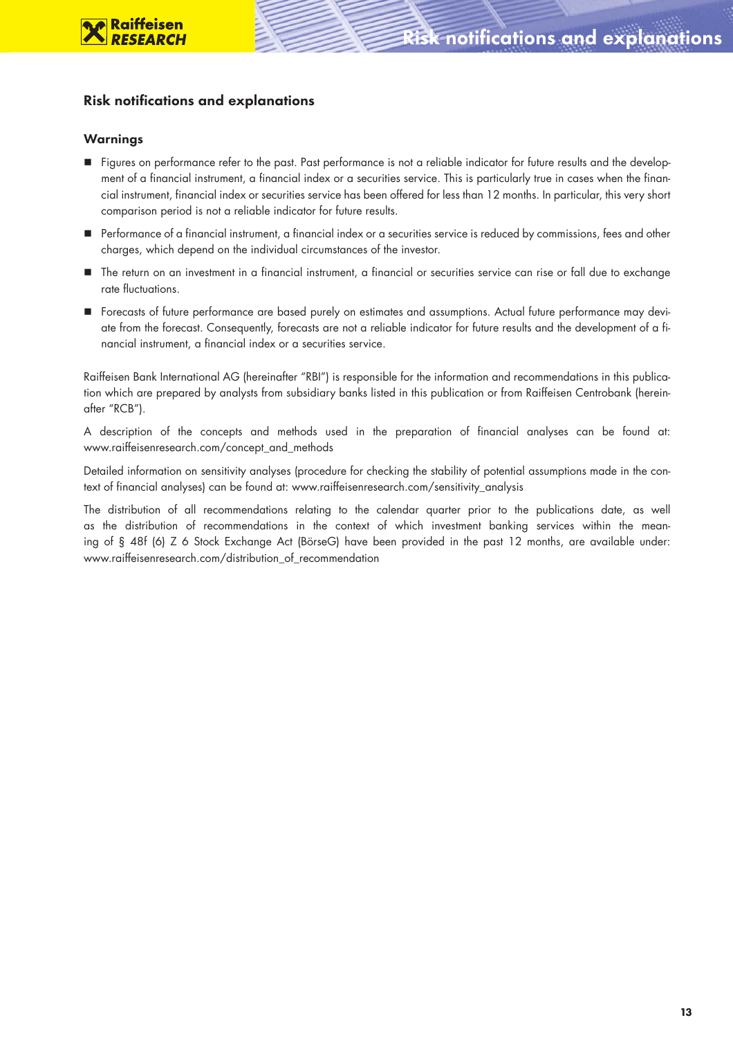## Risk notifications and explanations

### Warnings

- Figures on performance refer to the past. Past performance is not a reliable indicator for future results and the development of a financial instrument, a financial index or a securities service. This is particularly true in cases when the financial instrument, financial index or securities service has been offered for less than 12 months. In particular, this very short comparison period is not a reliable indicator for future results.
- Performance of a financial instrument, a financial index or a securities service is reduced by commissions, fees and other charges, which depend on the individual circumstances of the investor.
- The return on an investment in a financial instrument, a financial or securities service can rise or fall due to exchange rate fluctuations.
- Forecasts of future performance are based purely on estimates and assumptions. Actual future performance may deviate from the forecast. Consequently, forecasts are not a reliable indicator for future results and the development of a financial instrument, a financial index or a securities service.

Raiffeisen Bank International AG (hereinafter "RBI") is responsible for the information and recommendations in this publication which are prepared by analysts from subsidiary banks listed in this publication or from Raiffeisen Centrobank (hereinafter "RCB").

A description of the concepts and methods used in the preparation of financial analyses can be found at: www.raiffeisenresearch.com/concept_and_methods

Detailed information on sensitivity analyses (procedure for checking the stability of potential assumptions made in the context of financial analyses) can be found at: www.raiffeisenresearch.com/sensitivity_analysis

The distribution of all recommendations relating to the calendar quarter prior to the publications date, as well as the distribution of recommendations in the context of which investment banking services within the meaning of § 48f (6) Z 6 Stock Exchange Act (BörseG) have been provided in the past 12 months, are available under: www.raiffeisenresearch.com/distribution_of_recommendation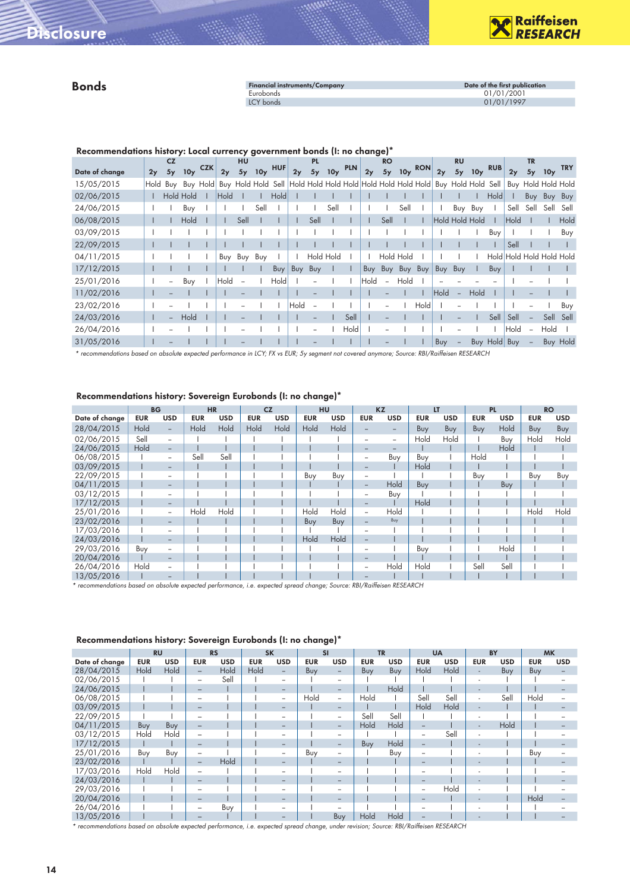## Bonds

| Financial instruments/Company | Date of the first publication |
|---|---|
| Eurobonds | 01/01/2001 |
| LCY bonds | 01/01/1997 |

### Recommendations history: Local currency government bonds (I: no change)*

| Date of change | CZ 2y | CZ 5y | CZ 10y | CZK | HU 2y | HU 5y | HU 10y | HUF | PL 2y | PL 5y | PL 10y | PLN | RO 2y | RO 5y | RO 10y | RON | RU 2y | RU 5y | RU 10y | RUB | TR 2y | TR 5y | TR 10y | TRY |
|---|---|---|---|---|---|---|---|---|---|---|---|---|---|---|---|---|---|---|---|---|---|---|---|---|
| 15/05/2015 | Hold | Buy | Buy | Hold | Buy | Hold | Hold | Sell | Hold | Hold | Hold | Hold | Hold | Hold | Hold | Hold | Buy | Hold | Hold | Sell | Buy | Hold | Hold | Hold |
| 02/06/2015 | I | Hold | Hold | I | Hold | I | I | Hold | I | I | I | I | I | I | I | I | I | I | I | Hold | I | Buy | Buy | Buy |
| 24/06/2015 | I | I | Buy | I | I | I | Sell | I | I | I | Sell | I | I | I | Sell | I | I | Buy | Buy | I | Sell | Sell | Sell | Sell |
| 06/08/2015 | I | I | Hold | I | I | Sell | I | I | I | Sell | I | I | I | Sell | I | I | Hold | Hold | Hold | I | Hold | I | I | Hold |
| 03/09/2015 | I | I | I | I | I | I | I | I | I | I | I | I | I | I | I | I | I | I | I | Buy | I | I | I | Buy |
| 22/09/2015 | I | I | I | I | I | I | I | I | I | I | I | I | I | I | I | I | I | I | I | I | Sell | I | I | I |
| 04/11/2015 | I | I | I | I | Buy | Buy | Buy | I | I | Hold | Hold | I | I | Hold | Hold | I | I | I | I | Hold | Hold | Hold | Hold | Hold |
| 17/12/2015 | I | I | I | I | I | I | I | Buy | Buy | Buy | I | I | Buy | Buy | Buy | Buy | Buy | Buy | I | Buy | I | I | I | I |
| 25/01/2016 | I | – | Buy | I | Hold | – | I | Hold | I | – | I | I | Hold | – | Hold | I | – | – | – | – | I | – | I | I |
| 11/02/2016 | I | – | I | I | I | – | I | I | I | – | I | I | I | – | I | I | Hold | – | Hold | I | I | – | I | I |
| 23/02/2016 | I | – | I | I | I | – | I | I | Hold | – | I | I | I | – | I | Hold | I | – | I | I | I | – | I | Buy |
| 24/03/2016 | I | – | Hold | I | I | – | I | I | I | – | I | Sell | I | – | I | I | I | – | I | Sell | Sell | – | Sell | Sell |
| 26/04/2016 | I | – | I | I | I | – | I | I | I | – | I | Hold | I | – | I | I | I | – | I | I | Hold | – | Hold | I |
| 31/05/2016 | I | – | I | I | I | – | I | I | I | – | I | I | I | – | I | I | Buy | – | Buy | Hold | Buy | – | Buy | Hold |

*\* recommendations based on absolute expected performance in LCY; FX vs EUR; 5y segment not covered anymore; Source: RBI/Raiffeisen RESEARCH*

### Recommendations history: Sovereign Eurobonds (I: no change)*

| Date of change | BG EUR | BG USD | HR EUR | HR USD | CZ EUR | CZ USD | HU EUR | HU USD | KZ EUR | KZ USD | LT EUR | LT USD | PL EUR | PL USD | RO EUR | RO USD |
|---|---|---|---|---|---|---|---|---|---|---|---|---|---|---|---|---|
| 28/04/2015 | Hold | – | Hold | Hold | Hold | Hold | Hold | Hold | – | – | Buy | Buy | Buy | Hold | Buy | Buy |
| 02/06/2015 | Sell | – | I | I | I | I | I | I | – | – | Hold | Hold | I | Buy | Hold | Hold |
| 24/06/2015 | Hold | – | I | I | I | I | I | I | – | – | I | I | I | Hold | I | I |
| 06/08/2015 | I | – | Sell | Sell | I | I | I | I | – | Buy | Buy | I | Hold | I | I | I |
| 03/09/2015 | I | – | I | I | I | I | I | I | – | I | Hold | I | I | I | I | I |
| 22/09/2015 | I | – | I | I | I | I | Buy | Buy | – | I | I | I | Buy | I | Buy | Buy |
| 04/11/2015 | I | – | I | I | I | I | I | I | – | Hold | Buy | I | I | Buy | I | I |
| 03/12/2015 | I | – | I | I | I | I | I | I | – | Buy | I | I | I | I | I | I |
| 17/12/2015 | I | – | I | I | I | I | I | I | – | I | Hold | I | I | I | I | I |
| 25/01/2016 | I | – | Hold | Hold | I | I | Hold | Hold | – | Hold | I | I | I | I | Hold | Hold |
| 23/02/2016 | I | – | I | I | I | I | Buy | Buy | – | Buy | I | I | I | I | I | I |
| 17/03/2016 | I | – | I | I | I | I | I | I | – | I | I | I | I | I | I | I |
| 24/03/2016 | I | – | I | I | I | I | Hold | Hold | – | I | I | I | I | I | I | I |
| 29/03/2016 | Buy | – | I | I | I | I | I | I | – | I | Buy | I | I | Hold | I | I |
| 20/04/2016 | I | – | I | I | I | I | I | I | – | I | I | I | I | I | I | I |
| 26/04/2016 | Hold | – | I | I | I | I | I | I | – | Hold | Hold | I | Sell | Sell | I | I |
| 13/05/2016 | I | – | I | I | I | I | I | I | – | I | I | I | I | I | I | I |

*\* recommendations based on absolute expected performance, i.e. expected spread change; Source: RBI/Raiffeisen RESEARCH*

### Recommendations history: Sovereign Eurobonds (I: no change)*

| Date of change | RU EUR | RU USD | RS EUR | RS USD | SK EUR | SK USD | SI EUR | SI USD | TR EUR | TR USD | UA EUR | UA USD | BY EUR | BY USD | MK EUR | MK USD |
|---|---|---|---|---|---|---|---|---|---|---|---|---|---|---|---|---|
| 28/04/2015 | Hold | Hold | – | Hold | Hold | – | Buy | – | Buy | Buy | Hold | Hold | - | Buy | Buy | – |
| 02/06/2015 | I | I | – | Sell | I | – | I | – | I | I | I | I | - | I | I | – |
| 24/06/2015 | I | I | – | I | I | – | I | – | I | Hold | I | I | - | I | I | – |
| 06/08/2015 | I | I | – | I | I | – | Hold | – | Hold | I | Sell | Sell | - | Sell | Hold | – |
| 03/09/2015 | I | I | – | I | I | – | I | – | I | I | Hold | Hold | - | I | I | – |
| 22/09/2015 | I | I | – | I | I | – | I | – | Sell | Sell | I | I | - | I | I | – |
| 04/11/2015 | Buy | Buy | – | I | I | – | I | – | Hold | Hold | – | I | - | Hold | I | – |
| 03/12/2015 | Hold | Hold | – | I | I | – | I | – | I | I | – | Sell | - | I | I | – |
| 17/12/2015 | I | I | – | I | I | – | I | – | Buy | Hold | – | I | - | I | I | – |
| 25/01/2016 | Buy | Buy | – | I | I | – | Buy | – | I | Buy | – | I | - | I | Buy | – |
| 23/02/2016 | I | I | – | Hold | I | – | I | – | I | I | – | I | - | I | I | – |
| 17/03/2016 | Hold | Hold | – | I | I | – | I | – | I | I | – | I | - | I | I | – |
| 24/03/2016 | I | I | – | I | I | – | I | – | I | I | – | I | - | I | I | – |
| 29/03/2016 | I | I | – | I | I | – | I | – | I | I | – | Hold | - | I | I | – |
| 20/04/2016 | I | I | – | I | I | – | I | – | I | I | – | I | - | I | Hold | – |
| 26/04/2016 | I | I | – | Buy | I | – | I | – | I | I | – | I | - | I | I | – |
| 13/05/2016 | I | I | – | I | I | – | I | Buy | Hold | Hold | – | I | - | I | I | – |

*\* recommendations based on absolute expected performance, i.e. expected spread change, under revision; Source: RBI/Raiffeisen RESEARCH*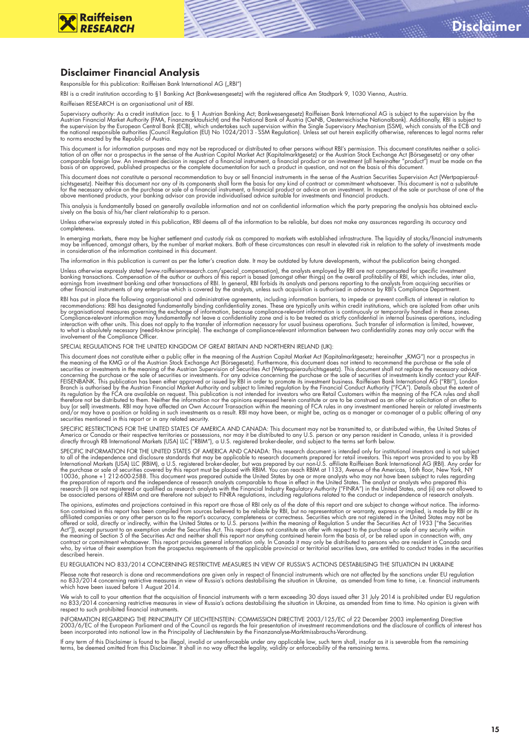## Disclaimer Financial Analysis

Responsible for this publication: Raiffeisen Bank International AG („RBI")

RBI is a credit institution according to §1 Banking Act (Bankwesengesetz) with the registered office Am Stadtpark 9, 1030 Vienna, Austria.

Raiffeisen RESEARCH is an organisational unit of RBI.

Supervisory authority: As a credit institution (acc. to § 1 Austrian Banking Act; Bankwesengesetz) Raiffeisen Bank International AG is subject to the supervision by the Austrian Financial Market Authority (FMA, Finanzmarktaufsicht) and the National Bank of Austria (OeNB, Oesterreichische Nationalbank). Additionally, RBI is subject to the supervision by the European Central Bank (ECB), which undertakes such supervision within the Single Supervisory Mechanism (SSM), which consists of the ECB and the national responsible authorities (Council Regulation (EU) No 1024/2013 - SSM Regulation). Unless set out herein explicitly otherwise, references to legal norms refer to norms enacted by the Republic of Austria.

This document is for information purposes and may not be reproduced or distributed to other persons without RBI's permission. This document constitutes neither a solicitation of an offer nor a prospectus in the sense of the Austrian Capital Market Act (Kapitalmarktgesetz) or the Austrian Stock Exchange Act (Börsegesetz) or any other comparable foreign law. An investment decision in respect of a financial instrument, a financial product or an investment (all hereinafter "product") must be made on the basis of an approved, published prospectus or the complete documentation for such a product in question, and not on the basis of this document.

This document does not constitute a personal recommendation to buy or sell financial instruments in the sense of the Austrian Securities Supervision Act (Wertpapieraufsichtsgesetz). Neither this document nor any of its components shall form the basis for any kind of contract or commitment whatsoever. This document is not a substitute for the necessary advice on the purchase or sale of a financial instrument, a financial product or advice on an investment. In respect of the sale or purchase of one of the above mentioned products, your banking advisor can provide individualised advice suitable for investments and financial products.

This analysis is fundamentally based on generally available information and not on confidential information which the party preparing the analysis has obtained exclusively on the basis of his/her client relationship to a person.

Unless otherwise expressly stated in this publication, RBI deems all of the information to be reliable, but does not make any assurances regarding its accuracy and completeness.

In emerging markets, there may be higher settlement and custody risk as compared to markets with established infrastructure. The liquidity of stocks/financial instruments may be influenced, amongst others, by the number of market makers. Both of these circumstances can result in elevated risk in relation to the safety of investments made in consideration of the information contained in this document.

The information in this publication is current as per the latter's creation date. It may be outdated by future developments, without the publication being changed.

Unless otherwise expressly stated (www.raiffeisenresearch.com/special_compensation), the analysts employed by RBI are not compensated for specific investment banking transactions. Compensation of the author or authors of this report is based (amongst other things) on the overall profitability of RBI, which includes, inter alia, earnings from investment banking and other transactions of RBI. In general, RBI forbids its analysts and persons reporting to the analysts from acquiring securities or other financial instruments of any enterprise which is covered by the analysts, unless such acquisition is authorised in advance by RBI's Compliance Department.

RBI has put in place the following organisational and administrative agreements, including information barriers, to impede or prevent conflicts of interest in relation to recommendations: RBI has designated fundamentally binding confidentiality zones. These are typically units within credit institutions, which are isolated from other units by organisational measures governing the exchange of information, because compliance-relevant information is continuously or temporarily handled in these zones. Compliance-relevant information may fundamentally not leave a confidentiality zone and is to be treated as strictly confidential in internal business operations, including interaction with other units. This does not apply to the transfer of information necessary for usual business operations. Such transfer of information is limited, however, to what is absolutely necessary (need-to-know principle). The exchange of compliance-relevant information between two confidentiality zones may only occur with the involvement of the Compliance Officer.

SPECIAL REGULATIONS FOR THE UNITED KINGDOM OF GREAT BRITAIN AND NORTHERN IRELAND (UK):

This document does not constitute either a public offer in the meaning of the Austrian Capital Market Act (Kapitalmarktgesetz; hereinafter „KMG") nor a prospectus in the meaning of the KMG or of the Austrian Stock Exchange Act (Börsegesetz). Furthermore, this document does not intend to recommend the purchase or the sale of securities or investments in the meaning of the Austrian Supervision of Securities Act (Wertpapieraufsichtsgesetz). This document shall not replace the necessary advice concerning the purchase or the sale of securities or investments. For any advice concerning the purchase or the sale of securities of investments kindly contact your RAIFFEISENBANK. This publication has been either approved or issued by RBI in order to promote its investment business. Raiffeisen Bank International AG ("RBI"), London Branch is authorised by the Austrian Financial Market Authority and subject to limited regulation by the Financial Conduct Authority ("FCA"). Details about the extent of its regulation by the FCA are available on request. This publication is not intended for investors who are Retail Customers within the meaning of the FCA rules and shall therefore not be distributed to them. Neither the information nor the opinions expressed herein constitute or are to be construed as an offer or solicitation of an offer to buy (or sell) investments. RBI may have affected an Own Account Transaction within the meaning of FCA rules in any investment mentioned herein or related investments and/or may have a position or holding in such investments as a result. RBI may have been, or might be, acting as a manager or co-manager of a public offering of any securities mentioned in this report or in any related security.

SPECIFIC RESTRICTIONS FOR THE UNITED STATES OF AMERICA AND CANADA: This document may not be transmitted to, or distributed within, the United States of America or Canada or their respective territories or possessions, nor may it be distributed to any U.S. person or any person resident in Canada, unless it is provided directly through RB International Markets (USA) LLC ("RBIM"), a U.S. registered broker-dealer, and subject to the terms set forth below.

SPECIFIC INFORMATION FOR THE UNITED STATES OF AMERICA AND CANADA: This research document is intended only for institutional investors and is not subject to all of the independence and disclosure standards that may be applicable to research documents prepared for retail investors. This report was provided to you by RB International Markets (USA) LLC (RBIM), a U.S. registered broker-dealer, but was prepared by our non-U.S. affiliate Raiffeisen Bank International AG (RBI). Any order for the purchase or sale of securities covered by this report must be placed with RBIM. You can reach RBIM at 1133, Avenue of the Americas, 16th floor, New York, NY 10036, phone +1 212-600-2588. This document was prepared outside the United States by one or more analysts who may not have been subject to rules regarding the preparation of reports and the independence of research analysts comparable to those in effect in the United States. The analyst or analysts who prepared this research (i) are not registered or qualified as research analysts with the Financial Industry Regulatory Authority ("FINRA") in the United States, and (ii) are not allowed to be associated persons of RBIM and are therefore not subject to FINRA regulations, including regulations related to the conduct or independence of research analysts.

The opinions, estimates and projections contained in this report are those of RBI only as of the date of this report and are subject to change without notice. The information contained in this report has been compiled from sources believed to be reliable by RBI, but no representation or warranty, express or implied, is made by RBI or its affiliated companies or any other person as to the report's accuracy, completeness or correctness. Securities which are not registered in the United States may not be offered or sold, directly or indirectly, within the United States or to U.S. persons (within the meaning of Regulation S under the Securities Act of 1933 ["the Securities Act"]), except pursuant to an exemption under the Securities Act. This report does not constitute an offer with respect to the purchase or sale of any security within the meaning of Section 5 of the Securities Act and neither shall this report nor anything contained herein form the basis of, or be relied upon in connection with, any contract or commitment whatsoever. This report provides general information only. In Canada it may only be distributed to persons who are resident in Canada and who, by virtue of their exemption from the prospectus requirements of the applicable provincial or territorial securities laws, are entitled to conduct trades in the securities described herein.

EU REGULATION NO 833/2014 CONCERNING RESTRICTIVE MEASURES IN VIEW OF RUSSIA'S ACTIONS DESTABILISING THE SITUATION IN UKRAINE

Please note that research is done and recommendations are given only in respect of financial instruments which are not affected by the sanctions under EU regulation no 833/2014 concerning restrictive measures in view of Russia's actions destabilising the situation in Ukraine, as amended from time to time, i.e. financial instruments which have been issued before 1 August 2014.

We wish to call to your attention that the acquisition of financial instruments with a term exceeding 30 days issued after 31 July 2014 is prohibited under EU regulation no 833/2014 concerning restrictive measures in view of Russia's actions destabilising the situation in Ukraine, as amended from time to time. No opinion is given with respect to such prohibited financial instruments.

INFORMATION REGARDING THE PRINCIPALITY OF LIECHTENSTEIN: COMMISSION DIRECTIVE 2003/125/EC of 22 December 2003 implementing Directive 2003/6/EC of the European Parliament and of the Council as regards the fair presentation of investment recommendations and the disclosure of conflicts of interest has been incorporated into national law in the Principality of Liechtenstein by the Finanzanalyse-Marktmissbrauchs-Verordnung.

If any term of this Disclaimer is found to be illegal, invalid or unenforceable under any applicable law, such term shall, insofar as it is severable from the remaining terms, be deemed omitted from this Disclaimer. It shall in no way affect the legality, validity or enforceability of the remaining terms.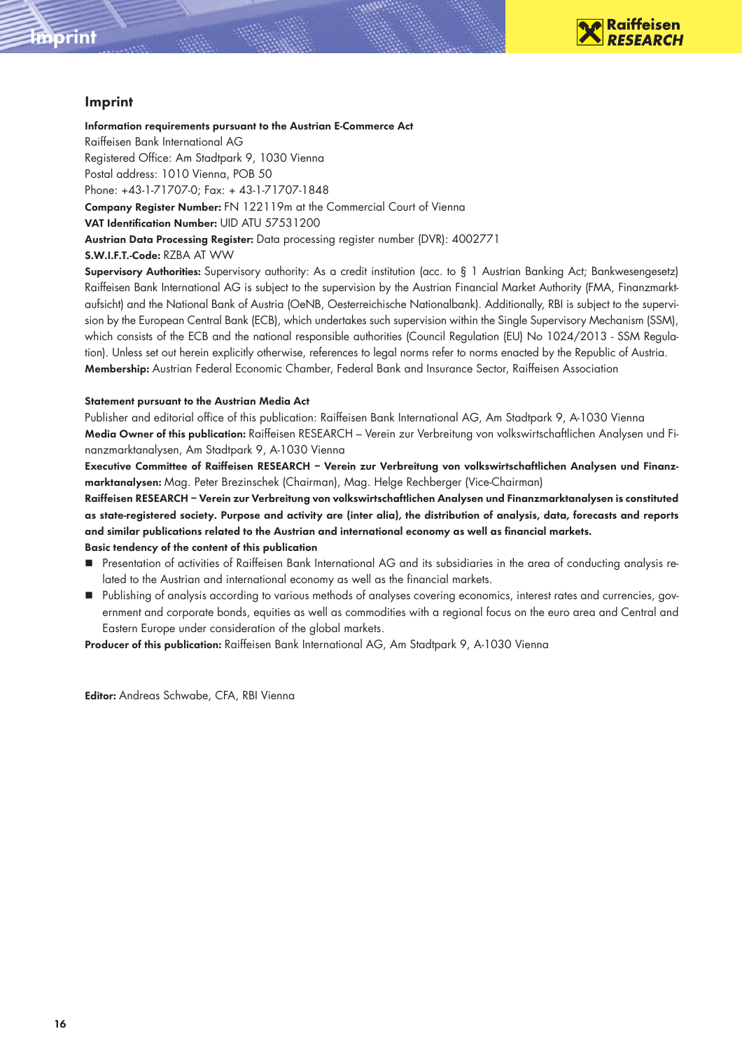## Imprint

**Information requirements pursuant to the Austrian E-Commerce Act**
Raiffeisen Bank International AG
Registered Office: Am Stadtpark 9, 1030 Vienna
Postal address: 1010 Vienna, POB 50
Phone: +43-1-71707-0; Fax: + 43-1-71707-1848
**Company Register Number:** FN 122119m at the Commercial Court of Vienna
**VAT Identification Number:** UID ATU 57531200
**Austrian Data Processing Register:** Data processing register number (DVR): 4002771
**S.W.I.F.T.-Code:** RZBA AT WW
**Supervisory Authorities:** Supervisory authority: As a credit institution (acc. to § 1 Austrian Banking Act; Bankwesengesetz) Raiffeisen Bank International AG is subject to the supervision by the Austrian Financial Market Authority (FMA, Finanzmarktaufsicht) and the National Bank of Austria (OeNB, Oesterreichische Nationalbank). Additionally, RBI is subject to the supervision by the European Central Bank (ECB), which undertakes such supervision within the Single Supervisory Mechanism (SSM), which consists of the ECB and the national responsible authorities (Council Regulation (EU) No 1024/2013 - SSM Regulation). Unless set out herein explicitly otherwise, references to legal norms refer to norms enacted by the Republic of Austria.
**Membership:** Austrian Federal Economic Chamber, Federal Bank and Insurance Sector, Raiffeisen Association

**Statement pursuant to the Austrian Media Act**
Publisher and editorial office of this publication: Raiffeisen Bank International AG, Am Stadtpark 9, A-1030 Vienna
**Media Owner of this publication:** Raiffeisen RESEARCH – Verein zur Verbreitung von volkswirtschaftlichen Analysen und Finanzmarktanalysen, Am Stadtpark 9, A-1030 Vienna
**Executive Committee of Raiffeisen RESEARCH – Verein zur Verbreitung von volkswirtschaftlichen Analysen und Finanzmarktanalysen:** Mag. Peter Brezinschek (Chairman), Mag. Helge Rechberger (Vice-Chairman)
**Raiffeisen RESEARCH – Verein zur Verbreitung von volkswirtschaftlichen Analysen und Finanzmarktanalysen is constituted as state-registered society. Purpose and activity are (inter alia), the distribution of analysis, data, forecasts and reports and similar publications related to the Austrian and international economy as well as financial markets.**
**Basic tendency of the content of this publication**

- Presentation of activities of Raiffeisen Bank International AG and its subsidiaries in the area of conducting analysis related to the Austrian and international economy as well as the financial markets.
- Publishing of analysis according to various methods of analyses covering economics, interest rates and currencies, government and corporate bonds, equities as well as commodities with a regional focus on the euro area and Central and Eastern Europe under consideration of the global markets.

**Producer of this publication:** Raiffeisen Bank International AG, Am Stadtpark 9, A-1030 Vienna

**Editor:** Andreas Schwabe, CFA, RBI Vienna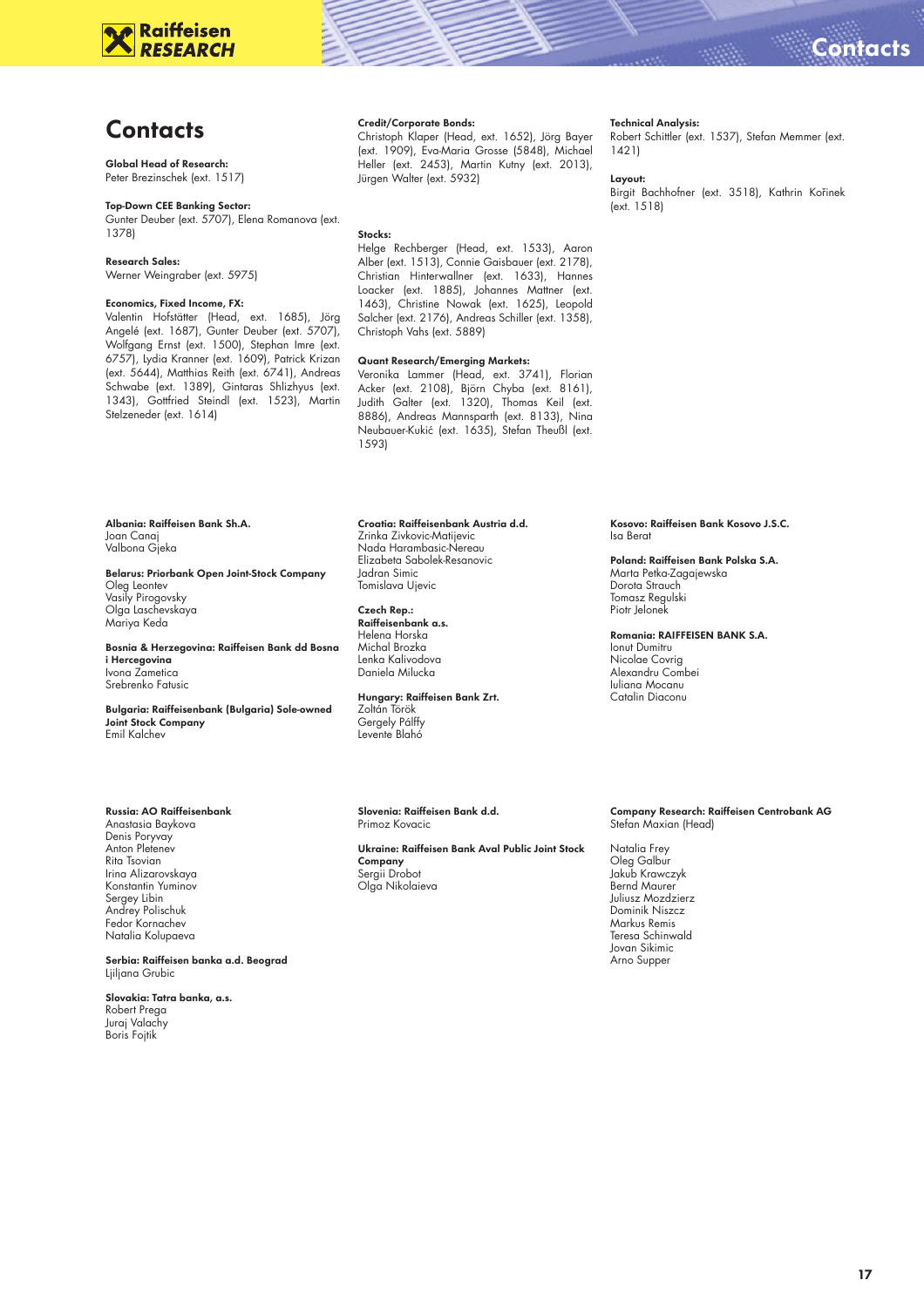# Contacts

**Global Head of Research:**
Peter Brezinschek (ext. 1517)

**Top-Down CEE Banking Sector:**
Gunter Deuber (ext. 5707), Elena Romanova (ext. 1378)

**Research Sales:**
Werner Weingraber (ext. 5975)

**Economics, Fixed Income, FX:**
Valentin Hofstätter (Head, ext. 1685), Jörg Angelé (ext. 1687), Gunter Deuber (ext. 5707), Wolfgang Ernst (ext. 1500), Stephan Imre (ext. 6757), Lydia Kranner (ext. 1609), Patrick Krizan (ext. 5644), Matthias Reith (ext. 6741), Andreas Schwabe (ext. 1389), Gintaras Shlizhyus (ext. 1343), Gottfried Steindl (ext. 1523), Martin Stelzeneder (ext. 1614)

**Credit/Corporate Bonds:**
Christoph Klaper (Head, ext. 1652), Jörg Bayer (ext. 1909), Eva-Maria Grosse (5848), Michael Heller (ext. 2453), Martin Kutny (ext. 2013), Jürgen Walter (ext. 5932)

**Stocks:**
Helge Rechberger (Head, ext. 1533), Aaron Alber (ext. 1513), Connie Gaisbauer (ext. 2178), Christian Hinterwallner (ext. 1633), Hannes Loacker (ext. 1885), Johannes Mattner (ext. 1463), Christine Nowak (ext. 1625), Leopold Salcher (ext. 2176), Andreas Schiller (ext. 1358), Christoph Vahs (ext. 5889)

**Quant Research/Emerging Markets:**
Veronika Lammer (Head, ext. 3741), Florian Acker (ext. 2108), Björn Chyba (ext. 8161), Judith Galter (ext. 1320), Thomas Keil (ext. 8886), Andreas Mannsparth (ext. 8133), Nina Neubauer-Kukić (ext. 1635), Stefan Theußl (ext. 1593)

**Technical Analysis:**
Robert Schittler (ext. 1537), Stefan Memmer (ext. 1421)

**Layout:**
Birgit Bachhofner (ext. 3518), Kathrin Kořinek (ext. 1518)

**Albania: Raiffeisen Bank Sh.A.**
Joan Canaj
Valbona Gjeka

**Belarus: Priorbank Open Joint-Stock Company**
Oleg Leontev
Vasily Pirogovsky
Olga Laschevskaya
Mariya Keda

**Bosnia & Herzegovina: Raiffeisen Bank dd Bosna i Hercegovina**
Ivona Zametica
Srebrenko Fatusic

**Bulgaria: Raiffeisenbank (Bulgaria) Sole-owned Joint Stock Company**
Emil Kalchev

**Croatia: Raiffeisenbank Austria d.d.**
Zrinka Zivkovic-Matijevic
Nada Harambasic-Nereau
Elizabeta Sabolek-Resanovic
Jadran Simic
Tomislava Ujevic

**Czech Rep.:**
**Raiffeisenbank a.s.**
Helena Horska
Michal Brozka
Lenka Kalivodova
Daniela Milucka

**Hungary: Raiffeisen Bank Zrt.**
Zoltán Török
Gergely Pálffy
Levente Blahó

**Kosovo: Raiffeisen Bank Kosovo J.S.C.**
Isa Berat

**Poland: Raiffeisen Bank Polska S.A.**
Marta Petka-Zagajewska
Dorota Strauch
Tomasz Regulski
Piotr Jelonek

**Romania: RAIFFEISEN BANK S.A.**
Ionut Dumitru
Nicolae Covrig
Alexandru Combei
Iuliana Mocanu
Catalin Diaconu

**Russia: AO Raiffeisenbank**
Anastasia Baykova
Denis Poryvay
Anton Pletenev
Rita Tsovian
Irina Alizarovskaya
Konstantin Yuminov
Sergey Libin
Andrey Polischuk
Fedor Kornachev
Natalia Kolupaeva

**Serbia: Raiffeisen banka a.d. Beograd**
Ljiljana Grubic

**Slovakia: Tatra banka, a.s.**
Robert Prega
Juraj Valachy
Boris Fojtik

**Slovenia: Raiffeisen Bank d.d.**
Primoz Kovacic

**Ukraine: Raiffeisen Bank Aval Public Joint Stock Company**
Sergii Drobot
Olga Nikolaieva

**Company Research: Raiffeisen Centrobank AG**
Stefan Maxian (Head)

Natalia Frey
Oleg Galbur
Jakub Krawczyk
Bernd Maurer
Juliusz Mozdzierz
Dominik Niszcz
Markus Remis
Teresa Schinwald
Jovan Sikimic
Arno Supper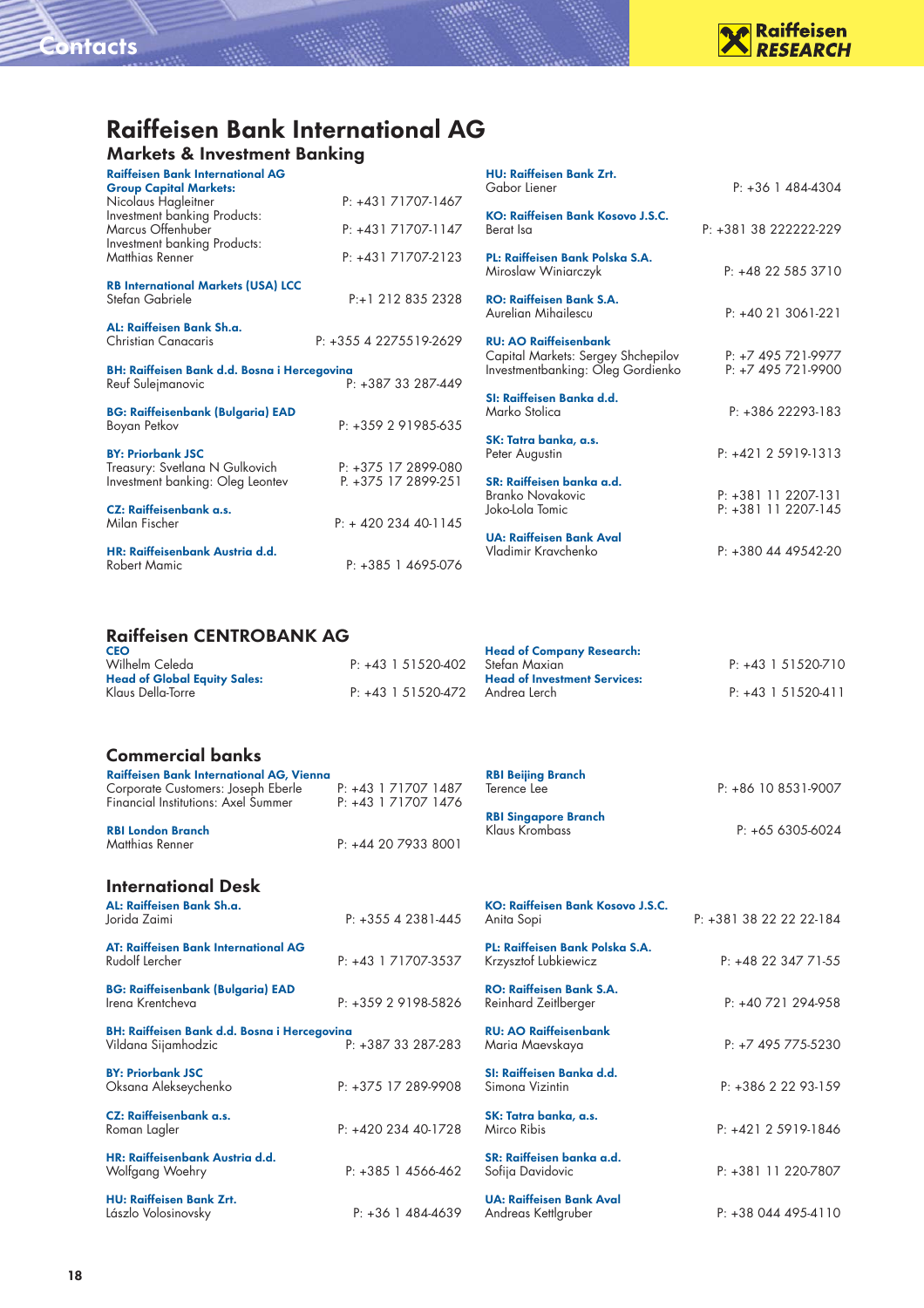# Raiffeisen Bank International AG

## Markets & Investment Banking

**Raiffeisen Bank International AG**
**Group Capital Markets:**
Nicolaus Hagleitner P: +431 71707-1467
Investment banking Products:
Marcus Offenhuber P: +431 71707-1147
Investment banking Products:
Matthias Renner P: +431 71707-2123

**RB International Markets (USA) LCC**
Stefan Gabriele P:+1 212 835 2328

**AL: Raiffeisen Bank Sh.a.**
Christian Canacaris P: +355 4 2275519-2629

**BH: Raiffeisen Bank d.d. Bosna i Hercegovina**
Reuf Sulejmanovic P: +387 33 287-449

**BG: Raiffeisenbank (Bulgaria) EAD**
Boyan Petkov P: +359 2 91985-635

**BY: Priorbank JSC**
Treasury: Svetlana N Gulkovich P: +375 17 2899-080
Investment banking: Oleg Leontev P. +375 17 2899-251

**CZ: Raiffeisenbank a.s.**
Milan Fischer P: + 420 234 40-1145

**HR: Raiffeisenbank Austria d.d.**
Robert Mamic P: +385 1 4695-076

**HU: Raiffeisen Bank Zrt.**
Gabor Liener P: +36 1 484-4304

**KO: Raiffeisen Bank Kosovo J.S.C.**
Berat Isa P: +381 38 222222-229

**PL: Raiffeisen Bank Polska S.A.**
Miroslaw Winiarczyk P: +48 22 585 3710

**RO: Raiffeisen Bank S.A.**
Aurelian Mihailescu P: +40 21 3061-221

**RU: AO Raiffeisenbank**
Capital Markets: Sergey Shchepilov P: +7 495 721-9977
Investmentbanking: Oleg Gordienko P: +7 495 721-9900

**SI: Raiffeisen Banka d.d.**
Marko Stolica P: +386 22293-183

**SK: Tatra banka, a.s.**
Peter Augustin P: +421 2 5919-1313

**SR: Raiffeisen banka a.d.**
Branko Novakovic P: +381 11 2207-131
Joko-Lola Tomic P: +381 11 2207-145

**UA: Raiffeisen Bank Aval**
Vladimir Kravchenko P: +380 44 49542-20

## Raiffeisen CENTROBANK AG

**CEO**
Wilhelm Celeda P: +43 1 51520-402

**Head of Global Equity Sales:**
Klaus Della-Torre P: +43 1 51520-472

**Head of Company Research:**
Stefan Maxian P: +43 1 51520-710

**Head of Investment Services:**
Andrea Lerch P: +43 1 51520-411

## Commercial banks

**Raiffeisen Bank International AG, Vienna**
Corporate Customers: Joseph Eberle P: +43 1 71707 1487
Financial Institutions: Axel Summer P: +43 1 71707 1476

**RBI London Branch**
Matthias Renner P: +44 20 7933 8001

**RBI Beijing Branch**
Terence Lee P: +86 10 8531-9007

**RBI Singapore Branch**
Klaus Krombass P: +65 6305-6024

## International Desk

**AL: Raiffeisen Bank Sh.a.**
Jorida Zaimi P: +355 4 2381-445

**AT: Raiffeisen Bank International AG**
Rudolf Lercher P: +43 1 71707-3537

**BG: Raiffeisenbank (Bulgaria) EAD**
Irena Krentcheva P: +359 2 9198-5826

**BH: Raiffeisen Bank d.d. Bosna i Hercegovina**
Vildana Sijamhodzic P: +387 33 287-283

**BY: Priorbank JSC**
Oksana Alekseychenko P: +375 17 289-9908

**CZ: Raiffeisenbank a.s.**
Roman Lagler P: +420 234 40-1728

**HR: Raiffeisenbank Austria d.d.**
Wolfgang Woehry P: +385 1 4566-462

**HU: Raiffeisen Bank Zrt.**
Lászlo Volosinovsky P: +36 1 484-4639

**KO: Raiffeisen Bank Kosovo J.S.C.**
Anita Sopi P: +381 38 22 22 22-184

**PL: Raiffeisen Bank Polska S.A.**
Krzysztof Lubkiewicz P: +48 22 347 71-55

**RO: Raiffeisen Bank S.A.**
Reinhard Zeitlberger P: +40 721 294-958

**RU: AO Raiffeisenbank**
Maria Maevskaya P: +7 495 775-5230

**SI: Raiffeisen Banka d.d.**
Simona Vizintin P: +386 2 22 93-159

**SK: Tatra banka, a.s.**
Mirco Ribis P: +421 2 5919-1846

**SR: Raiffeisen banka a.d.**
Sofija Davidovic P: +381 11 220-7807

**UA: Raiffeisen Bank Aval**
Andreas Kettlgruber P: +38 044 495-4110